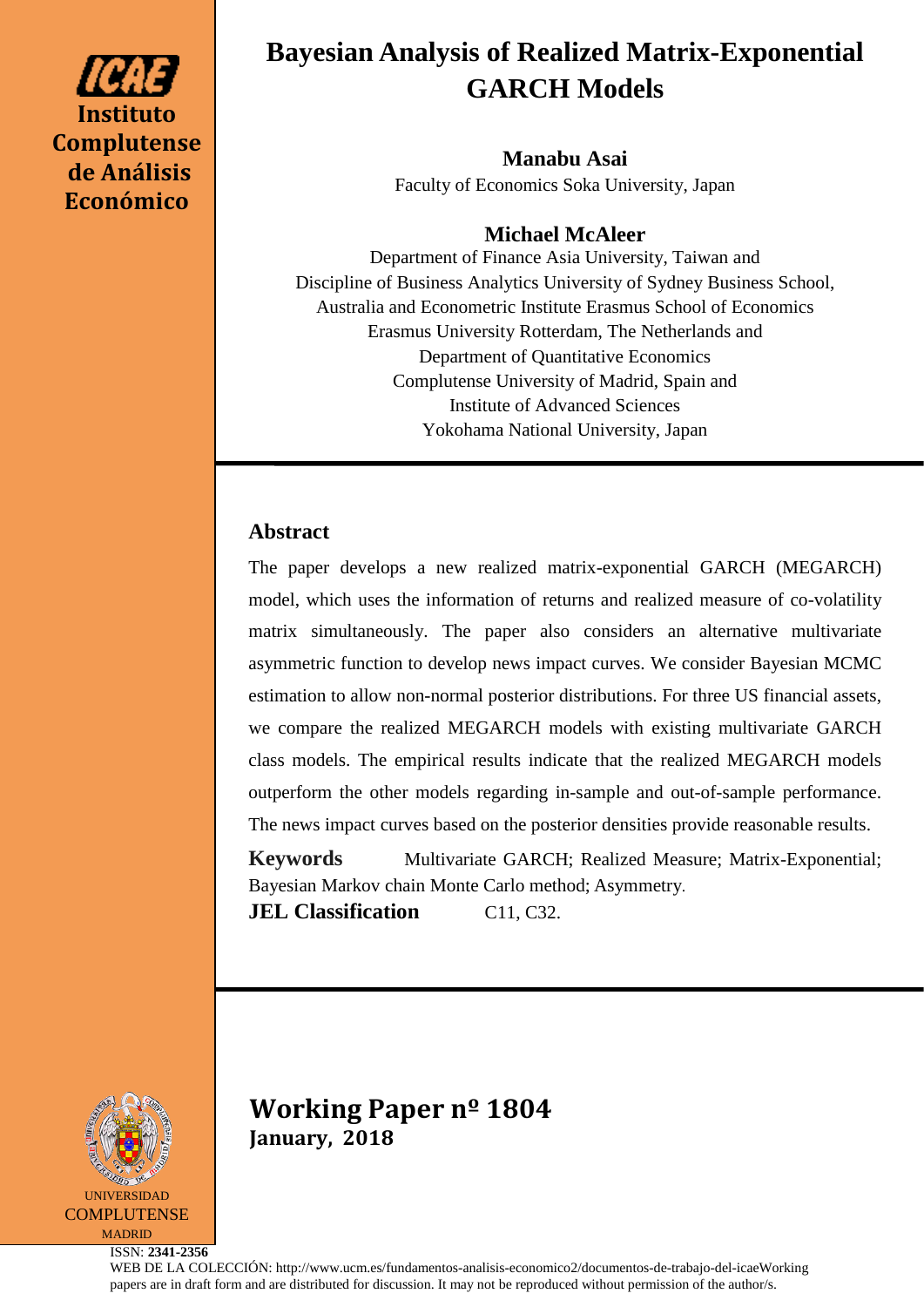ICAE Instituto Complutense de Análisis Económico

# Bayesian Analysis of Realized Matrix-Exponential GARCH Models

**Manabu Asai**
Faculty of Economics Soka University, Japan

**Michael McAleer**
Department of Finance Asia University, Taiwan and
Discipline of Business Analytics University of Sydney Business School,
Australia and Econometric Institute Erasmus School of Economics
Erasmus University Rotterdam, The Netherlands and
Department of Quantitative Economics
Complutense University of Madrid, Spain and
Institute of Advanced Sciences
Yokohama National University, Japan

## Abstract

The paper develops a new realized matrix-exponential GARCH (MEGARCH) model, which uses the information of returns and realized measure of co-volatility matrix simultaneously. The paper also considers an alternative multivariate asymmetric function to develop news impact curves. We consider Bayesian MCMC estimation to allow non-normal posterior distributions. For three US financial assets, we compare the realized MEGARCH models with existing multivariate GARCH class models. The empirical results indicate that the realized MEGARCH models outperform the other models regarding in-sample and out-of-sample performance. The news impact curves based on the posterior densities provide reasonable results.

**Keywords** Multivariate GARCH; Realized Measure; Matrix-Exponential; Bayesian Markov chain Monte Carlo method; Asymmetry.

**JEL Classification** C11, C32.

## Working Paper nº 1804
**January, 2018**

UNIVERSIDAD COMPLUTENSE MADRID

ISSN: **2341-2356**
WEB DE LA COLECCIÓN: http://www.ucm.es/fundamentos-analisis-economico2/documentos-de-trabajo-del-icaeWorking papers are in draft form and are distributed for discussion. It may not be reproduced without permission of the author/s.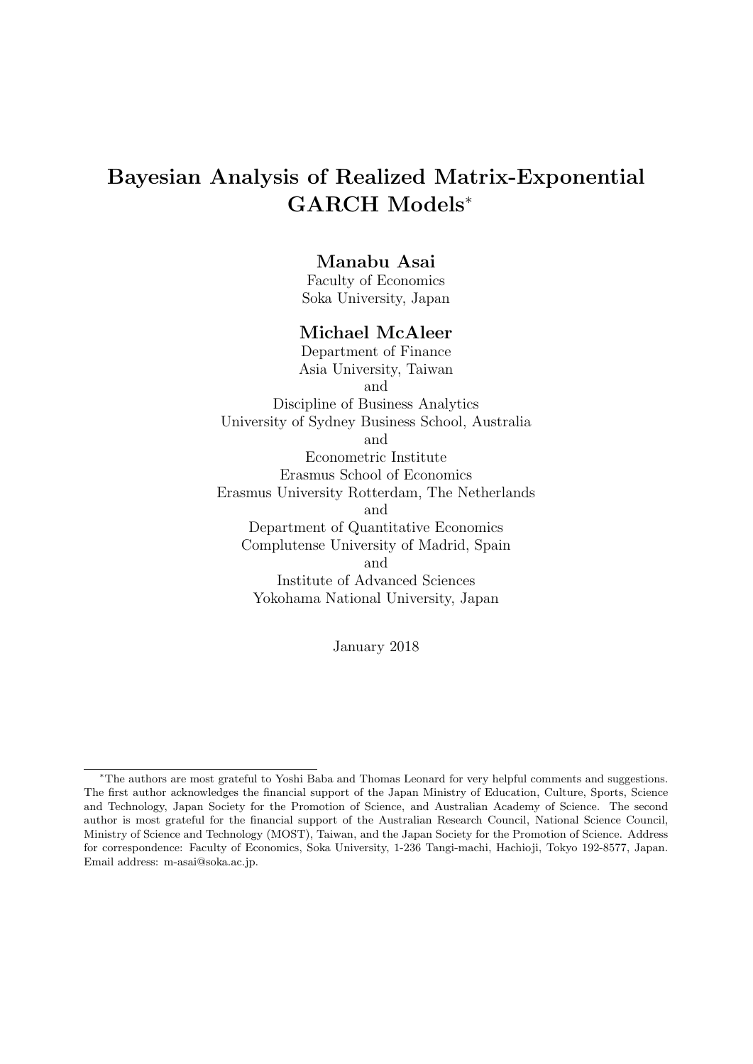# Bayesian Analysis of Realized Matrix-Exponential GARCH Models*

**Manabu Asai**
Faculty of Economics
Soka University, Japan

**Michael McAleer**
Department of Finance
Asia University, Taiwan
and
Discipline of Business Analytics
University of Sydney Business School, Australia
and
Econometric Institute
Erasmus School of Economics
Erasmus University Rotterdam, The Netherlands
and
Department of Quantitative Economics
Complutense University of Madrid, Spain
and
Institute of Advanced Sciences
Yokohama National University, Japan

January 2018

---

*The authors are most grateful to Yoshi Baba and Thomas Leonard for very helpful comments and suggestions. The first author acknowledges the financial support of the Japan Ministry of Education, Culture, Sports, Science and Technology, Japan Society for the Promotion of Science, and Australian Academy of Science. The second author is most grateful for the financial support of the Australian Research Council, National Science Council, Ministry of Science and Technology (MOST), Taiwan, and the Japan Society for the Promotion of Science. Address for correspondence: Faculty of Economics, Soka University, 1-236 Tangi-machi, Hachioji, Tokyo 192-8577, Japan. Email address: m-asai@soka.ac.jp.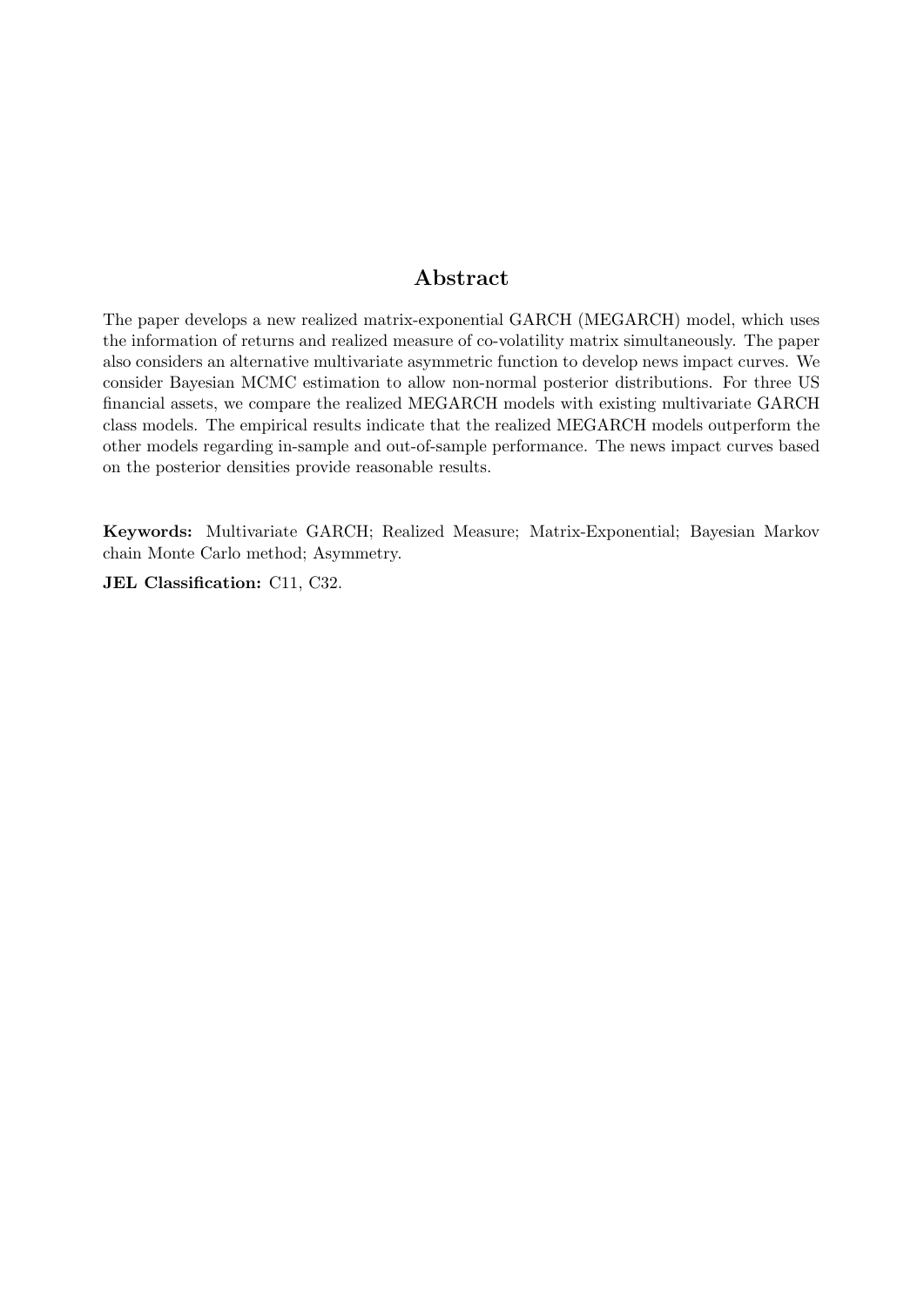## Abstract

The paper develops a new realized matrix-exponential GARCH (MEGARCH) model, which uses the information of returns and realized measure of co-volatility matrix simultaneously. The paper also considers an alternative multivariate asymmetric function to develop news impact curves. We consider Bayesian MCMC estimation to allow non-normal posterior distributions. For three US financial assets, we compare the realized MEGARCH models with existing multivariate GARCH class models. The empirical results indicate that the realized MEGARCH models outperform the other models regarding in-sample and out-of-sample performance. The news impact curves based on the posterior densities provide reasonable results.

**Keywords:** Multivariate GARCH; Realized Measure; Matrix-Exponential; Bayesian Markov chain Monte Carlo method; Asymmetry.

**JEL Classification:** C11, C32.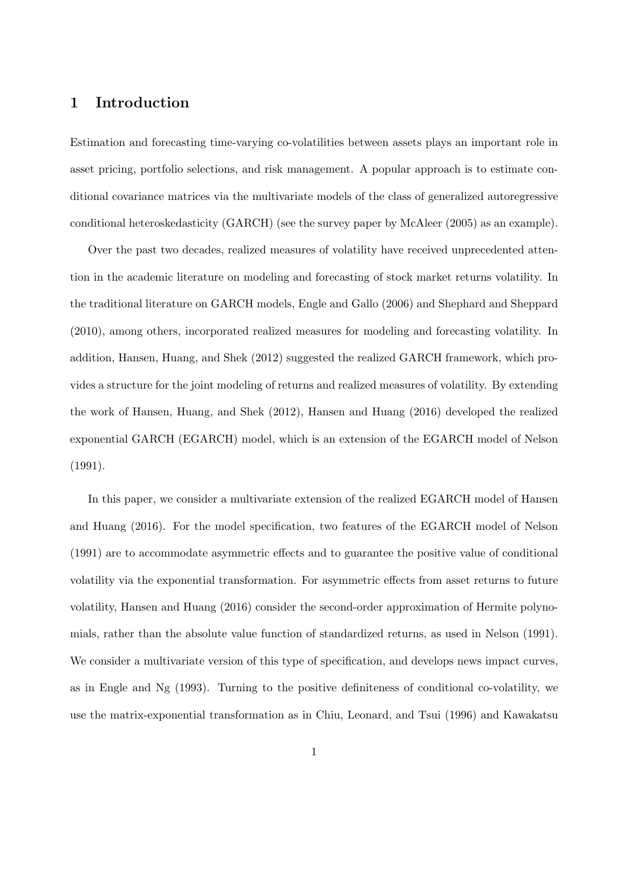# 1 Introduction

Estimation and forecasting time-varying co-volatilities between assets plays an important role in asset pricing, portfolio selections, and risk management. A popular approach is to estimate conditional covariance matrices via the multivariate models of the class of generalized autoregressive conditional heteroskedasticity (GARCH) (see the survey paper by McAleer (2005) as an example).

Over the past two decades, realized measures of volatility have received unprecedented attention in the academic literature on modeling and forecasting of stock market returns volatility. In the traditional literature on GARCH models, Engle and Gallo (2006) and Shephard and Sheppard (2010), among others, incorporated realized measures for modeling and forecasting volatility. In addition, Hansen, Huang, and Shek (2012) suggested the realized GARCH framework, which provides a structure for the joint modeling of returns and realized measures of volatility. By extending the work of Hansen, Huang, and Shek (2012), Hansen and Huang (2016) developed the realized exponential GARCH (EGARCH) model, which is an extension of the EGARCH model of Nelson (1991).

In this paper, we consider a multivariate extension of the realized EGARCH model of Hansen and Huang (2016). For the model specification, two features of the EGARCH model of Nelson (1991) are to accommodate asymmetric effects and to guarantee the positive value of conditional volatility via the exponential transformation. For asymmetric effects from asset returns to future volatility, Hansen and Huang (2016) consider the second-order approximation of Hermite polynomials, rather than the absolute value function of standardized returns, as used in Nelson (1991). We consider a multivariate version of this type of specification, and develops news impact curves, as in Engle and Ng (1993). Turning to the positive definiteness of conditional co-volatility, we use the matrix-exponential transformation as in Chiu, Leonard, and Tsui (1996) and Kawakatsu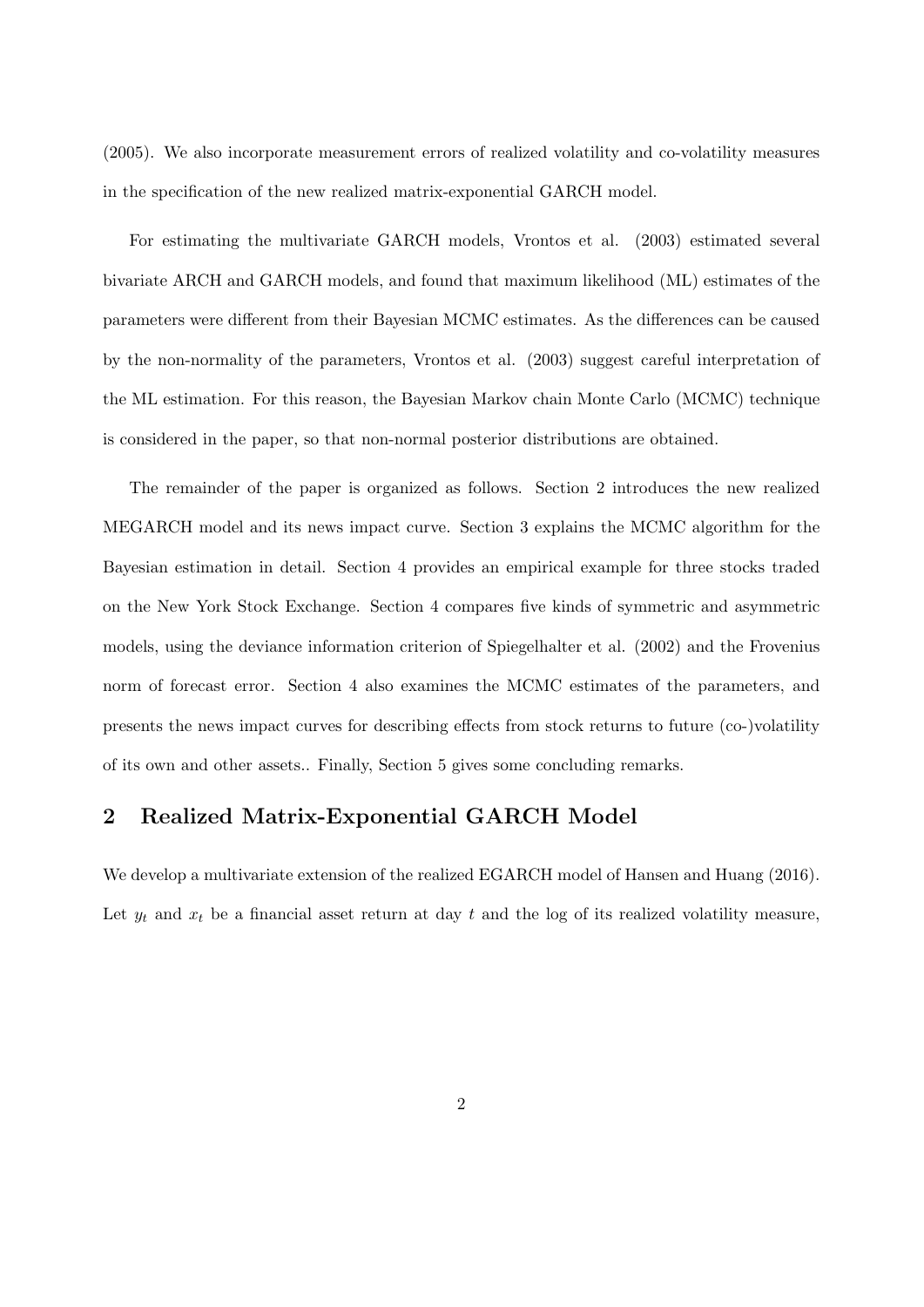(2005). We also incorporate measurement errors of realized volatility and co-volatility measures in the specification of the new realized matrix-exponential GARCH model.

For estimating the multivariate GARCH models, Vrontos et al. (2003) estimated several bivariate ARCH and GARCH models, and found that maximum likelihood (ML) estimates of the parameters were different from their Bayesian MCMC estimates. As the differences can be caused by the non-normality of the parameters, Vrontos et al. (2003) suggest careful interpretation of the ML estimation. For this reason, the Bayesian Markov chain Monte Carlo (MCMC) technique is considered in the paper, so that non-normal posterior distributions are obtained.

The remainder of the paper is organized as follows. Section 2 introduces the new realized MEGARCH model and its news impact curve. Section 3 explains the MCMC algorithm for the Bayesian estimation in detail. Section 4 provides an empirical example for three stocks traded on the New York Stock Exchange. Section 4 compares five kinds of symmetric and asymmetric models, using the deviance information criterion of Spiegelhalter et al. (2002) and the Frovenius norm of forecast error. Section 4 also examines the MCMC estimates of the parameters, and presents the news impact curves for describing effects from stock returns to future (co-)volatility of its own and other assets.. Finally, Section 5 gives some concluding remarks.

## 2 Realized Matrix-Exponential GARCH Model

We develop a multivariate extension of the realized EGARCH model of Hansen and Huang (2016). Let $y_t$ and $x_t$ be a financial asset return at day $t$ and the log of its realized volatility measure,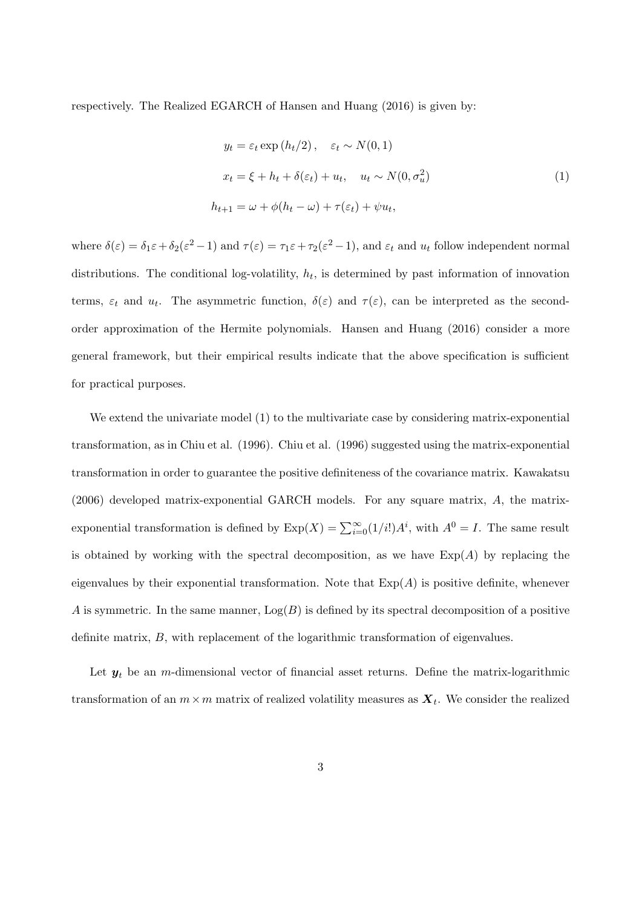respectively. The Realized EGARCH of Hansen and Huang (2016) is given by:

$$
\begin{aligned}
y_t &= \varepsilon_t \exp\left(h_t/2\right), \quad \varepsilon_t \sim N(0,1) \\
x_t &= \xi + h_t + \delta(\varepsilon_t) + u_t, \quad u_t \sim N(0, \sigma_u^2) \\
h_{t+1} &= \omega + \phi(h_t - \omega) + \tau(\varepsilon_t) + \psi u_t,
\end{aligned}
\tag{1}
$$

where $\delta(\varepsilon) = \delta_1 \varepsilon + \delta_2(\varepsilon^2 - 1)$ and $\tau(\varepsilon) = \tau_1 \varepsilon + \tau_2(\varepsilon^2 - 1)$, and $\varepsilon_t$ and $u_t$ follow independent normal distributions. The conditional log-volatility, $h_t$, is determined by past information of innovation terms, $\varepsilon_t$ and $u_t$. The asymmetric function, $\delta(\varepsilon)$ and $\tau(\varepsilon)$, can be interpreted as the second-order approximation of the Hermite polynomials. Hansen and Huang (2016) consider a more general framework, but their empirical results indicate that the above specification is sufficient for practical purposes.

We extend the univariate model (1) to the multivariate case by considering matrix-exponential transformation, as in Chiu et al. (1996). Chiu et al. (1996) suggested using the matrix-exponential transformation in order to guarantee the positive definiteness of the covariance matrix. Kawakatsu (2006) developed matrix-exponential GARCH models. For any square matrix, $A$, the matrix-exponential transformation is defined by $\mathrm{Exp}(X) = \sum_{i=0}^{\infty}(1/i!)A^i$, with $A^0 = I$. The same result is obtained by working with the spectral decomposition, as we have $\mathrm{Exp}(A)$ by replacing the eigenvalues by their exponential transformation. Note that $\mathrm{Exp}(A)$ is positive definite, whenever $A$ is symmetric. In the same manner, $\mathrm{Log}(B)$ is defined by its spectral decomposition of a positive definite matrix, $B$, with replacement of the logarithmic transformation of eigenvalues.

Let $\boldsymbol{y}_t$ be an $m$-dimensional vector of financial asset returns. Define the matrix-logarithmic transformation of an $m \times m$ matrix of realized volatility measures as $\boldsymbol{X}_t$. We consider the realized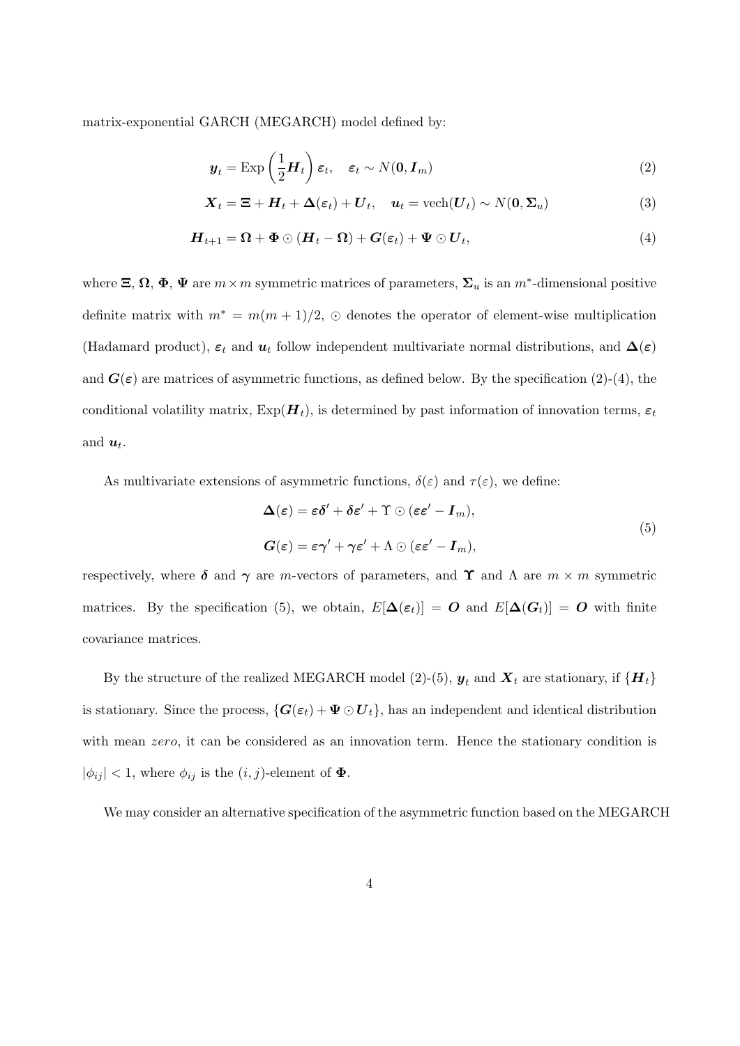matrix-exponential GARCH (MEGARCH) model defined by:

$$\boldsymbol{y}_t = \mathrm{Exp}\left(\frac{1}{2}\boldsymbol{H}_t\right)\boldsymbol{\varepsilon}_t, \quad \boldsymbol{\varepsilon}_t \sim N(\boldsymbol{0}, \boldsymbol{I}_m) \tag{2}$$

$$\boldsymbol{X}_t = \boldsymbol{\Xi} + \boldsymbol{H}_t + \boldsymbol{\Delta}(\boldsymbol{\varepsilon}_t) + \boldsymbol{U}_t, \quad \boldsymbol{u}_t = \mathrm{vech}(\boldsymbol{U}_t) \sim N(\boldsymbol{0}, \boldsymbol{\Sigma}_u) \tag{3}$$

$$\boldsymbol{H}_{t+1} = \boldsymbol{\Omega} + \boldsymbol{\Phi} \odot (\boldsymbol{H}_t - \boldsymbol{\Omega}) + \boldsymbol{G}(\boldsymbol{\varepsilon}_t) + \boldsymbol{\Psi} \odot \boldsymbol{U}_t, \tag{4}$$

where $\boldsymbol{\Xi}$, $\boldsymbol{\Omega}$, $\boldsymbol{\Phi}$, $\boldsymbol{\Psi}$ are $m \times m$ symmetric matrices of parameters, $\boldsymbol{\Sigma}_u$ is an $m^*$-dimensional positive definite matrix with $m^* = m(m+1)/2$, $\odot$ denotes the operator of element-wise multiplication (Hadamard product), $\boldsymbol{\varepsilon}_t$ and $\boldsymbol{u}_t$ follow independent multivariate normal distributions, and $\boldsymbol{\Delta}(\boldsymbol{\varepsilon})$ and $\boldsymbol{G}(\boldsymbol{\varepsilon})$ are matrices of asymmetric functions, as defined below. By the specification (2)-(4), the conditional volatility matrix, $\mathrm{Exp}(\boldsymbol{H}_t)$, is determined by past information of innovation terms, $\boldsymbol{\varepsilon}_t$ and $\boldsymbol{u}_t$.

As multivariate extensions of asymmetric functions, $\delta(\varepsilon)$ and $\tau(\varepsilon)$, we define:

$$\begin{aligned} \boldsymbol{\Delta}(\boldsymbol{\varepsilon}) &= \boldsymbol{\varepsilon}\boldsymbol{\delta}' + \boldsymbol{\delta}\boldsymbol{\varepsilon}' + \boldsymbol{\Upsilon} \odot (\boldsymbol{\varepsilon}\boldsymbol{\varepsilon}' - \boldsymbol{I}_m), \\ \boldsymbol{G}(\boldsymbol{\varepsilon}) &= \boldsymbol{\varepsilon}\boldsymbol{\gamma}' + \boldsymbol{\gamma}\boldsymbol{\varepsilon}' + \Lambda \odot (\boldsymbol{\varepsilon}\boldsymbol{\varepsilon}' - \boldsymbol{I}_m), \end{aligned} \tag{5}$$

respectively, where $\boldsymbol{\delta}$ and $\boldsymbol{\gamma}$ are $m$-vectors of parameters, and $\boldsymbol{\Upsilon}$ and $\Lambda$ are $m \times m$ symmetric matrices. By the specification (5), we obtain, $E[\boldsymbol{\Delta}(\boldsymbol{\varepsilon}_t)] = \boldsymbol{O}$ and $E[\boldsymbol{\Delta}(\boldsymbol{G}_t)] = \boldsymbol{O}$ with finite covariance matrices.

By the structure of the realized MEGARCH model (2)-(5), $\boldsymbol{y}_t$ and $\boldsymbol{X}_t$ are stationary, if $\{\boldsymbol{H}_t\}$ is stationary. Since the process, $\{\boldsymbol{G}(\boldsymbol{\varepsilon}_t) + \boldsymbol{\Psi} \odot \boldsymbol{U}_t\}$, has an independent and identical distribution with mean *zero*, it can be considered as an innovation term. Hence the stationary condition is $|\phi_{ij}| < 1$, where $\phi_{ij}$ is the $(i,j)$-element of $\boldsymbol{\Phi}$.

We may consider an alternative specification of the asymmetric function based on the MEGARCH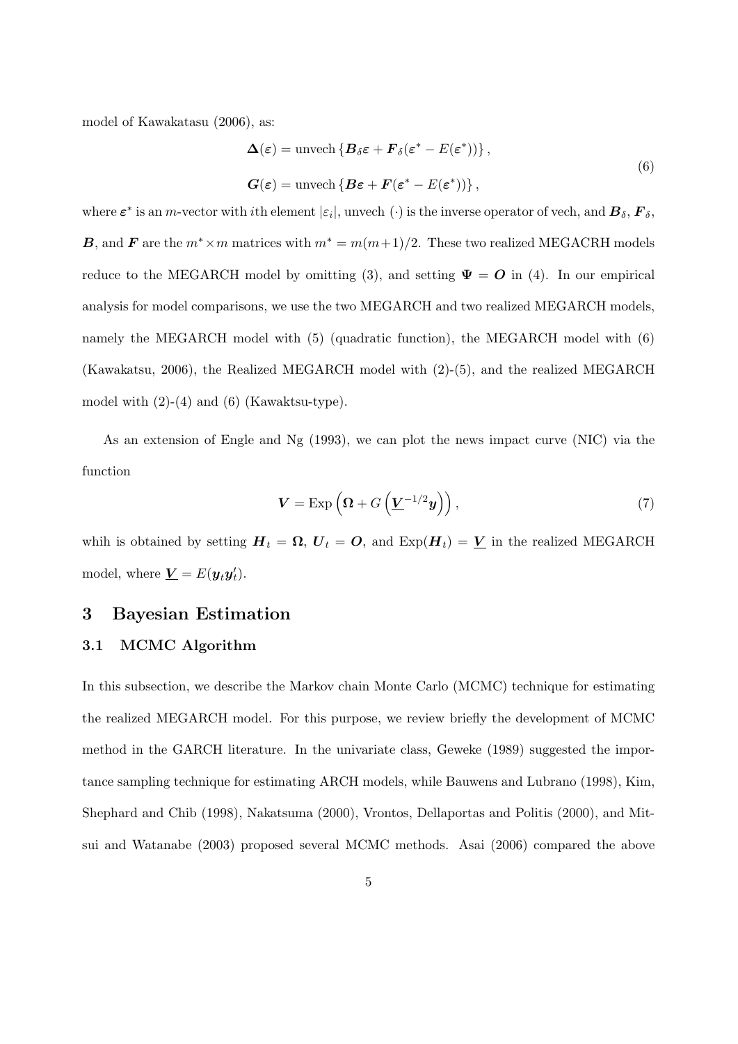model of Kawakatasu (2006), as:

$$
\begin{aligned}
\boldsymbol{\Delta}(\boldsymbol{\varepsilon}) &= \text{unvech}\left\{\boldsymbol{B}_\delta \boldsymbol{\varepsilon} + \boldsymbol{F}_\delta(\boldsymbol{\varepsilon}^* - E(\boldsymbol{\varepsilon}^*))\right\}, \\
\boldsymbol{G}(\boldsymbol{\varepsilon}) &= \text{unvech}\left\{\boldsymbol{B}\boldsymbol{\varepsilon} + \boldsymbol{F}(\boldsymbol{\varepsilon}^* - E(\boldsymbol{\varepsilon}^*))\right\},
\end{aligned} \tag{6}
$$

where $\boldsymbol{\varepsilon}^*$ is an $m$-vector with $i$th element $|\varepsilon_i|$, unvech $(\cdot)$ is the inverse operator of vech, and $\boldsymbol{B}_\delta$, $\boldsymbol{F}_\delta$, $\boldsymbol{B}$, and $\boldsymbol{F}$ are the $m^* \times m$ matrices with $m^* = m(m+1)/2$. These two realized MEGACRH models reduce to the MEGARCH model by omitting (3), and setting $\boldsymbol{\Psi} = \boldsymbol{O}$ in (4). In our empirical analysis for model comparisons, we use the two MEGARCH and two realized MEGARCH models, namely the MEGARCH model with (5) (quadratic function), the MEGARCH model with (6) (Kawakatsu, 2006), the Realized MEGARCH model with (2)-(5), and the realized MEGARCH model with (2)-(4) and (6) (Kawaktsu-type).

As an extension of Engle and Ng (1993), we can plot the news impact curve (NIC) via the function

$$
\boldsymbol{V} = \text{Exp}\left(\boldsymbol{\Omega} + G\left(\underline{\boldsymbol{V}}^{-1/2}\boldsymbol{y}\right)\right), \tag{7}
$$

whih is obtained by setting $\boldsymbol{H}_t = \boldsymbol{\Omega}$, $\boldsymbol{U}_t = \boldsymbol{O}$, and $\text{Exp}(\boldsymbol{H}_t) = \underline{\boldsymbol{V}}$ in the realized MEGARCH model, where $\underline{\boldsymbol{V}} = E(\boldsymbol{y}_t\boldsymbol{y}_t')$.

# 3 Bayesian Estimation

## 3.1 MCMC Algorithm

In this subsection, we describe the Markov chain Monte Carlo (MCMC) technique for estimating the realized MEGARCH model. For this purpose, we review briefly the development of MCMC method in the GARCH literature. In the univariate class, Geweke (1989) suggested the importance sampling technique for estimating ARCH models, while Bauwens and Lubrano (1998), Kim, Shephard and Chib (1998), Nakatsuma (2000), Vrontos, Dellaportas and Politis (2000), and Mitsui and Watanabe (2003) proposed several MCMC methods. Asai (2006) compared the above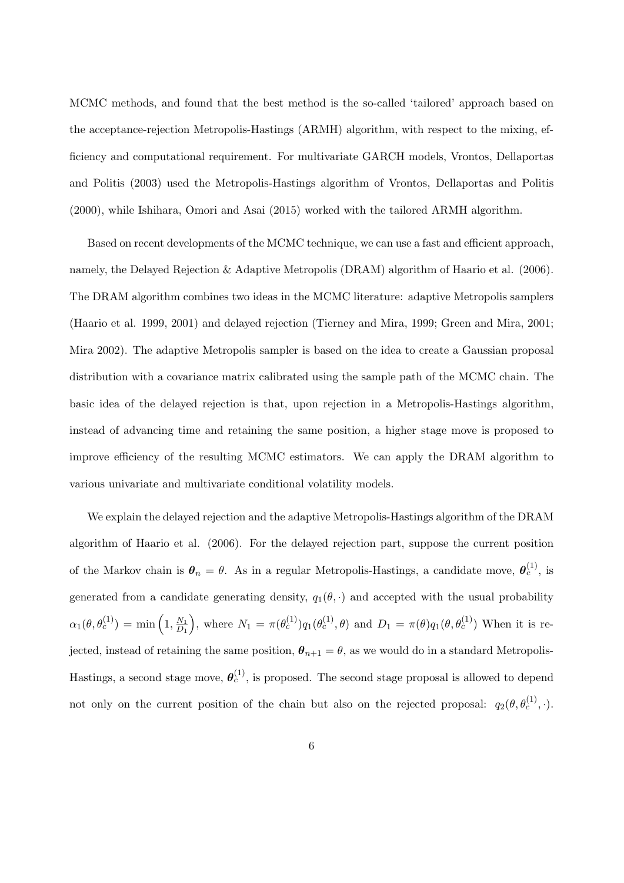MCMC methods, and found that the best method is the so-called 'tailored' approach based on the acceptance-rejection Metropolis-Hastings (ARMH) algorithm, with respect to the mixing, efficiency and computational requirement. For multivariate GARCH models, Vrontos, Dellaportas and Politis (2003) used the Metropolis-Hastings algorithm of Vrontos, Dellaportas and Politis (2000), while Ishihara, Omori and Asai (2015) worked with the tailored ARMH algorithm.

Based on recent developments of the MCMC technique, we can use a fast and efficient approach, namely, the Delayed Rejection & Adaptive Metropolis (DRAM) algorithm of Haario et al. (2006). The DRAM algorithm combines two ideas in the MCMC literature: adaptive Metropolis samplers (Haario et al. 1999, 2001) and delayed rejection (Tierney and Mira, 1999; Green and Mira, 2001; Mira 2002). The adaptive Metropolis sampler is based on the idea to create a Gaussian proposal distribution with a covariance matrix calibrated using the sample path of the MCMC chain. The basic idea of the delayed rejection is that, upon rejection in a Metropolis-Hastings algorithm, instead of advancing time and retaining the same position, a higher stage move is proposed to improve efficiency of the resulting MCMC estimators. We can apply the DRAM algorithm to various univariate and multivariate conditional volatility models.

We explain the delayed rejection and the adaptive Metropolis-Hastings algorithm of the DRAM algorithm of Haario et al. (2006). For the delayed rejection part, suppose the current position of the Markov chain is $\boldsymbol{\theta}_n = \theta$. As in a regular Metropolis-Hastings, a candidate move, $\boldsymbol{\theta}_c^{(1)}$, is generated from a candidate generating density, $q_1(\theta, \cdot)$ and accepted with the usual probability $\alpha_1(\theta, \theta_c^{(1)}) = \min\left(1, \frac{N_1}{D_1}\right)$, where $N_1 = \pi(\theta_c^{(1)})q_1(\theta_c^{(1)}, \theta)$ and $D_1 = \pi(\theta)q_1(\theta, \theta_c^{(1)})$ When it is rejected, instead of retaining the same position, $\boldsymbol{\theta}_{n+1} = \theta$, as we would do in a standard Metropolis-Hastings, a second stage move, $\boldsymbol{\theta}_c^{(1)}$, is proposed. The second stage proposal is allowed to depend not only on the current position of the chain but also on the rejected proposal: $q_2(\theta, \theta_c^{(1)}, \cdot)$.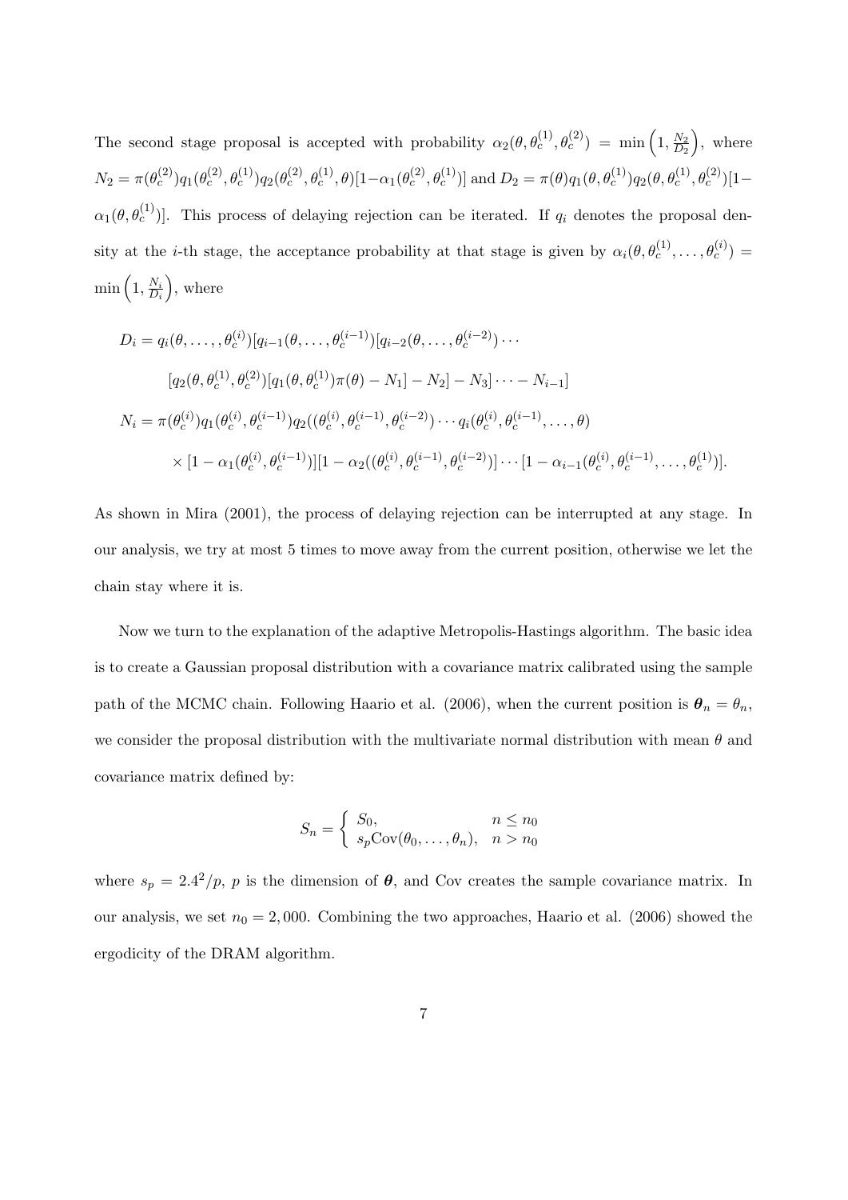The second stage proposal is accepted with probability $\alpha_2(\theta, \theta_c^{(1)}, \theta_c^{(2)}) = \min\left(1, \frac{N_2}{D_2}\right)$, where $N_2 = \pi(\theta_c^{(2)})q_1(\theta_c^{(2)}, \theta_c^{(1)})q_2(\theta_c^{(2)}, \theta_c^{(1)}, \theta)[1-\alpha_1(\theta_c^{(2)}, \theta_c^{(1)})]$ and $D_2 = \pi(\theta)q_1(\theta, \theta_c^{(1)})q_2(\theta, \theta_c^{(1)}, \theta_c^{(2)})[1-\alpha_1(\theta, \theta_c^{(1)})]$. This process of delaying rejection can be iterated. If $q_i$ denotes the proposal density at the $i$-th stage, the acceptance probability at that stage is given by $\alpha_i(\theta, \theta_c^{(1)}, \ldots, \theta_c^{(i)}) = \min\left(1, \frac{N_i}{D_i}\right)$, where

$$
\begin{aligned}
D_i &= q_i(\theta, \ldots, \theta_c^{(i)})[q_{i-1}(\theta, \ldots, \theta_c^{(i-1)})[q_{i-2}(\theta, \ldots, \theta_c^{(i-2)}) \cdots \\
&\quad [q_2(\theta, \theta_c^{(1)}, \theta_c^{(2)})[q_1(\theta, \theta_c^{(1)})\pi(\theta) - N_1] - N_2] - N_3] \cdots - N_{i-1}] \\
N_i &= \pi(\theta_c^{(i)})q_1(\theta_c^{(i)}, \theta_c^{(i-1)})q_2((\theta_c^{(i)}, \theta_c^{(i-1)}, \theta_c^{(i-2)}) \cdots q_i(\theta_c^{(i)}, \theta_c^{(i-1)}, \ldots, \theta) \\
&\quad \times [1 - \alpha_1(\theta_c^{(i)}, \theta_c^{(i-1)})][1 - \alpha_2((\theta_c^{(i)}, \theta_c^{(i-1)}, \theta_c^{(i-2)})] \cdots [1 - \alpha_{i-1}(\theta_c^{(i)}, \theta_c^{(i-1)}, \ldots, \theta_c^{(1)})].
\end{aligned}
$$

As shown in Mira (2001), the process of delaying rejection can be interrupted at any stage. In our analysis, we try at most 5 times to move away from the current position, otherwise we let the chain stay where it is.

Now we turn to the explanation of the adaptive Metropolis-Hastings algorithm. The basic idea is to create a Gaussian proposal distribution with a covariance matrix calibrated using the sample path of the MCMC chain. Following Haario et al. (2006), when the current position is $\boldsymbol{\theta}_n = \theta_n$, we consider the proposal distribution with the multivariate normal distribution with mean $\theta$ and covariance matrix defined by:

$$
S_n = \begin{cases} S_0, & n \leq n_0 \\ s_p \text{Cov}(\theta_0, \ldots, \theta_n), & n > n_0 \end{cases}
$$

where $s_p = 2.4^2/p$, $p$ is the dimension of $\boldsymbol{\theta}$, and Cov creates the sample covariance matrix. In our analysis, we set $n_0 = 2,000$. Combining the two approaches, Haario et al. (2006) showed the ergodicity of the DRAM algorithm.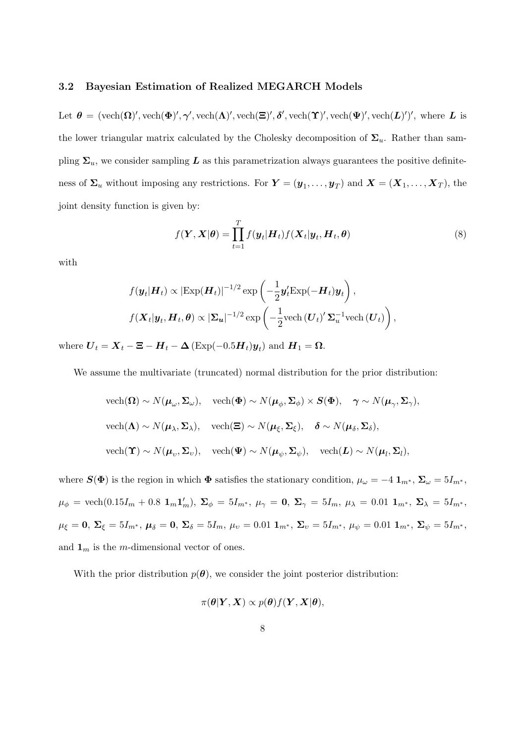### 3.2 Bayesian Estimation of Realized MEGARCH Models

Let $\boldsymbol{\theta} = (\text{vech}(\boldsymbol{\Omega})', \text{vech}(\boldsymbol{\Phi})', \boldsymbol{\gamma}', \text{vech}(\boldsymbol{\Lambda})', \text{vech}(\boldsymbol{\Xi})', \boldsymbol{\delta}', \text{vech}(\boldsymbol{\Upsilon})', \text{vech}(\boldsymbol{\Psi})', \text{vech}(\boldsymbol{L})')'$, where $\boldsymbol{L}$ is the lower triangular matrix calculated by the Cholesky decomposition of $\boldsymbol{\Sigma}_u$. Rather than sampling $\boldsymbol{\Sigma}_u$, we consider sampling $\boldsymbol{L}$ as this parametrization always guarantees the positive definiteness of $\boldsymbol{\Sigma}_u$ without imposing any restrictions. For $\boldsymbol{Y} = (\boldsymbol{y}_1, \ldots, \boldsymbol{y}_T)$ and $\boldsymbol{X} = (\boldsymbol{X}_1, \ldots, \boldsymbol{X}_T)$, the joint density function is given by:

$$f(\boldsymbol{Y}, \boldsymbol{X}|\boldsymbol{\theta}) = \prod_{t=1}^{T} f(\boldsymbol{y}_t|\boldsymbol{H}_t) f(\boldsymbol{X}_t|\boldsymbol{y}_t, \boldsymbol{H}_t, \boldsymbol{\theta}) \tag{8}$$

with

$$f(\boldsymbol{y}_t|\boldsymbol{H}_t) \propto |\text{Exp}(\boldsymbol{H}_t)|^{-1/2} \exp\left(-\frac{1}{2}\boldsymbol{y}_t'\text{Exp}(-\boldsymbol{H}_t)\boldsymbol{y}_t\right),$$
$$f(\boldsymbol{X}_t|\boldsymbol{y}_t, \boldsymbol{H}_t, \boldsymbol{\theta}) \propto |\boldsymbol{\Sigma_u}|^{-1/2} \exp\left(-\frac{1}{2}\text{vech}\left(\boldsymbol{U}_t\right)' \boldsymbol{\Sigma}_u^{-1} \text{vech}\left(\boldsymbol{U}_t\right)\right),$$

where $\boldsymbol{U}_t = \boldsymbol{X}_t - \boldsymbol{\Xi} - \boldsymbol{H}_t - \boldsymbol{\Delta}\left(\text{Exp}(-0.5\boldsymbol{H}_t)\boldsymbol{y}_t\right)$ and $\boldsymbol{H}_1 = \boldsymbol{\Omega}$.

We assume the multivariate (truncated) normal distribution for the prior distribution:

$$\text{vech}(\boldsymbol{\Omega}) \sim N(\boldsymbol{\mu}_\omega, \boldsymbol{\Sigma}_\omega), \quad \text{vech}(\boldsymbol{\Phi}) \sim N(\boldsymbol{\mu}_\phi, \boldsymbol{\Sigma}_\phi) \times \boldsymbol{S}(\boldsymbol{\Phi}), \quad \boldsymbol{\gamma} \sim N(\boldsymbol{\mu}_\gamma, \boldsymbol{\Sigma}_\gamma),$$
$$\text{vech}(\boldsymbol{\Lambda}) \sim N(\boldsymbol{\mu}_\lambda, \boldsymbol{\Sigma}_\lambda), \quad \text{vech}(\boldsymbol{\Xi}) \sim N(\boldsymbol{\mu}_\xi, \boldsymbol{\Sigma}_\xi), \quad \boldsymbol{\delta} \sim N(\boldsymbol{\mu}_\delta, \boldsymbol{\Sigma}_\delta),$$
$$\text{vech}(\boldsymbol{\Upsilon}) \sim N(\boldsymbol{\mu}_\upsilon, \boldsymbol{\Sigma}_\upsilon), \quad \text{vech}(\boldsymbol{\Psi}) \sim N(\boldsymbol{\mu}_\psi, \boldsymbol{\Sigma}_\psi), \quad \text{vech}(\boldsymbol{L}) \sim N(\boldsymbol{\mu}_l, \boldsymbol{\Sigma}_l),$$

where $\boldsymbol{S}(\boldsymbol{\Phi})$ is the region in which $\boldsymbol{\Phi}$ satisfies the stationary condition, $\mu_\omega = -4\ \boldsymbol{1}_{m^*}$, $\boldsymbol{\Sigma}_\omega = 5I_{m^*}$, $\mu_\phi = \text{vech}(0.15I_m + 0.8\ \boldsymbol{1}_m\boldsymbol{1}_m')$, $\boldsymbol{\Sigma}_\phi = 5I_{m^*}$, $\mu_\gamma = \boldsymbol{0}$, $\boldsymbol{\Sigma}_\gamma = 5I_m$, $\mu_\lambda = 0.01\ \boldsymbol{1}_{m^*}$, $\boldsymbol{\Sigma}_\lambda = 5I_{m^*}$, $\mu_\xi = \boldsymbol{0}$, $\boldsymbol{\Sigma}_\xi = 5I_{m^*}$, $\boldsymbol{\mu}_\delta = \boldsymbol{0}$, $\boldsymbol{\Sigma}_\delta = 5I_m$, $\mu_\upsilon = 0.01\ \boldsymbol{1}_{m^*}$, $\boldsymbol{\Sigma}_\upsilon = 5I_{m^*}$, $\mu_\psi = 0.01\ \boldsymbol{1}_{m^*}$, $\boldsymbol{\Sigma}_\psi = 5I_{m^*}$, and $\boldsymbol{1}_m$ is the $m$-dimensional vector of ones.

With the prior distribution $p(\boldsymbol{\theta})$, we consider the joint posterior distribution:

$$\pi(\boldsymbol{\theta}|\boldsymbol{Y}, \boldsymbol{X}) \propto p(\boldsymbol{\theta}) f(\boldsymbol{Y}, \boldsymbol{X}|\boldsymbol{\theta}),$$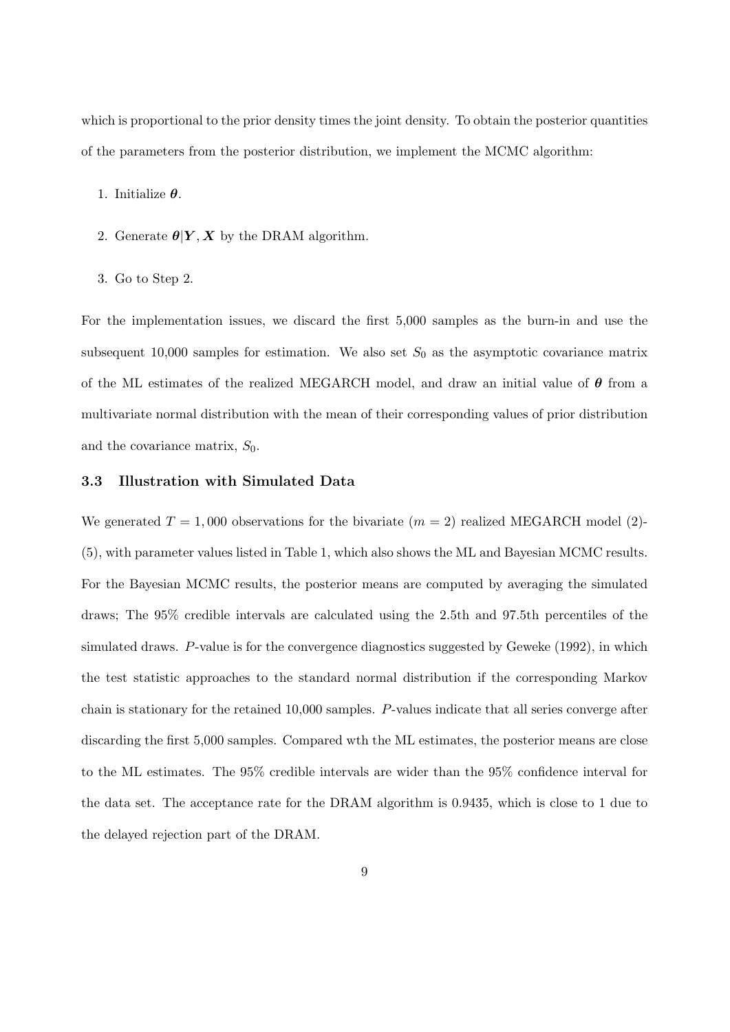which is proportional to the prior density times the joint density. To obtain the posterior quantities of the parameters from the posterior distribution, we implement the MCMC algorithm:

1. Initialize $\boldsymbol{\theta}$.
2. Generate $\boldsymbol{\theta}|\boldsymbol{Y}, \boldsymbol{X}$ by the DRAM algorithm.
3. Go to Step 2.

For the implementation issues, we discard the first 5,000 samples as the burn-in and use the subsequent 10,000 samples for estimation. We also set $S_0$ as the asymptotic covariance matrix of the ML estimates of the realized MEGARCH model, and draw an initial value of $\boldsymbol{\theta}$ from a multivariate normal distribution with the mean of their corresponding values of prior distribution and the covariance matrix, $S_0$.

### 3.3 Illustration with Simulated Data

We generated $T = 1,000$ observations for the bivariate ($m = 2$) realized MEGARCH model (2)-(5), with parameter values listed in Table 1, which also shows the ML and Bayesian MCMC results. For the Bayesian MCMC results, the posterior means are computed by averaging the simulated draws; The 95% credible intervals are calculated using the 2.5th and 97.5th percentiles of the simulated draws. $P$-value is for the convergence diagnostics suggested by Geweke (1992), in which the test statistic approaches to the standard normal distribution if the corresponding Markov chain is stationary for the retained 10,000 samples. $P$-values indicate that all series converge after discarding the first 5,000 samples. Compared wth the ML estimates, the posterior means are close to the ML estimates. The 95% credible intervals are wider than the 95% confidence interval for the data set. The acceptance rate for the DRAM algorithm is 0.9435, which is close to 1 due to the delayed rejection part of the DRAM.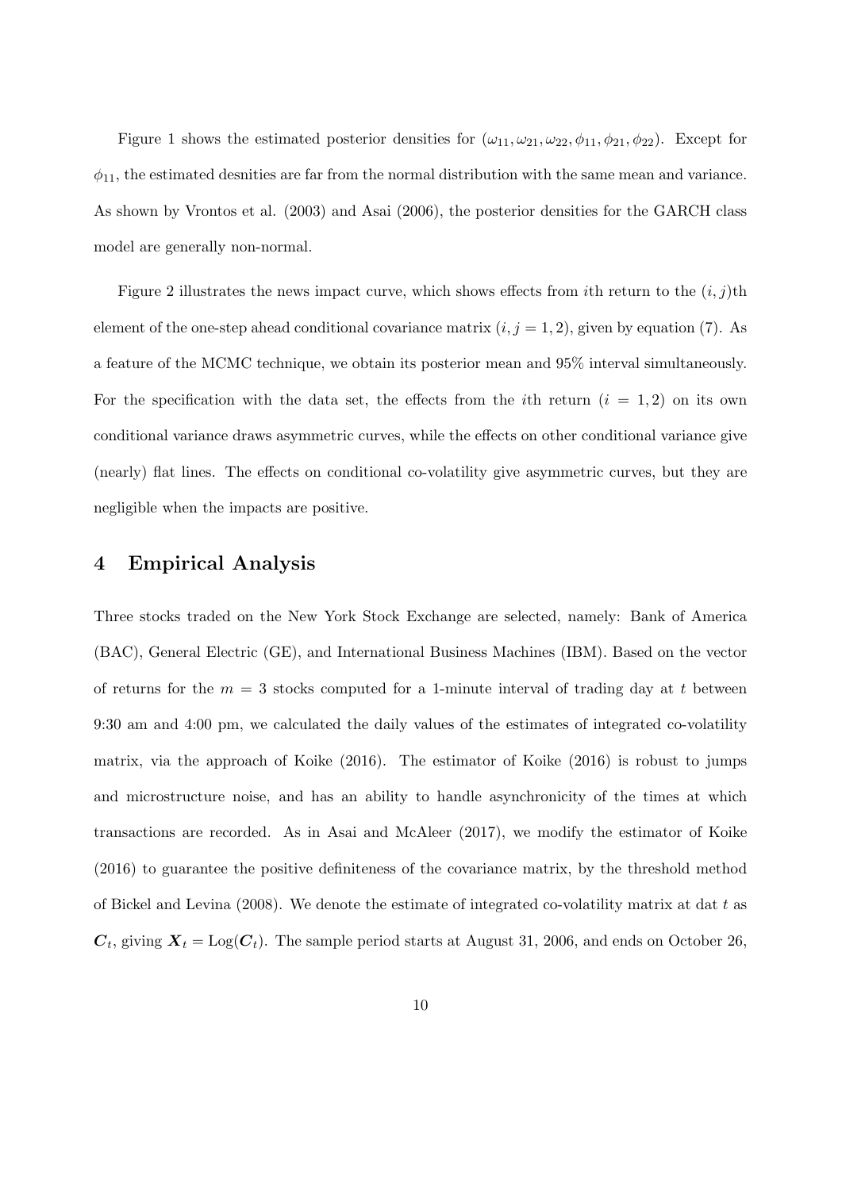Figure 1 shows the estimated posterior densities for $(\omega_{11}, \omega_{21}, \omega_{22}, \phi_{11}, \phi_{21}, \phi_{22})$. Except for $\phi_{11}$, the estimated desnities are far from the normal distribution with the same mean and variance. As shown by Vrontos et al. (2003) and Asai (2006), the posterior densities for the GARCH class model are generally non-normal.

Figure 2 illustrates the news impact curve, which shows effects from $i$th return to the $(i, j)$th element of the one-step ahead conditional covariance matrix $(i, j = 1, 2)$, given by equation (7). As a feature of the MCMC technique, we obtain its posterior mean and 95% interval simultaneously. For the specification with the data set, the effects from the $i$th return $(i = 1, 2)$ on its own conditional variance draws asymmetric curves, while the effects on other conditional variance give (nearly) flat lines. The effects on conditional co-volatility give asymmetric curves, but they are negligible when the impacts are positive.

## 4 Empirical Analysis

Three stocks traded on the New York Stock Exchange are selected, namely: Bank of America (BAC), General Electric (GE), and International Business Machines (IBM). Based on the vector of returns for the $m = 3$ stocks computed for a 1-minute interval of trading day at $t$ between 9:30 am and 4:00 pm, we calculated the daily values of the estimates of integrated co-volatility matrix, via the approach of Koike (2016). The estimator of Koike (2016) is robust to jumps and microstructure noise, and has an ability to handle asynchronicity of the times at which transactions are recorded. As in Asai and McAleer (2017), we modify the estimator of Koike (2016) to guarantee the positive definiteness of the covariance matrix, by the threshold method of Bickel and Levina (2008). We denote the estimate of integrated co-volatility matrix at dat $t$ as $\boldsymbol{C}_t$, giving $\boldsymbol{X}_t = \mathrm{Log}(\boldsymbol{C}_t)$. The sample period starts at August 31, 2006, and ends on October 26,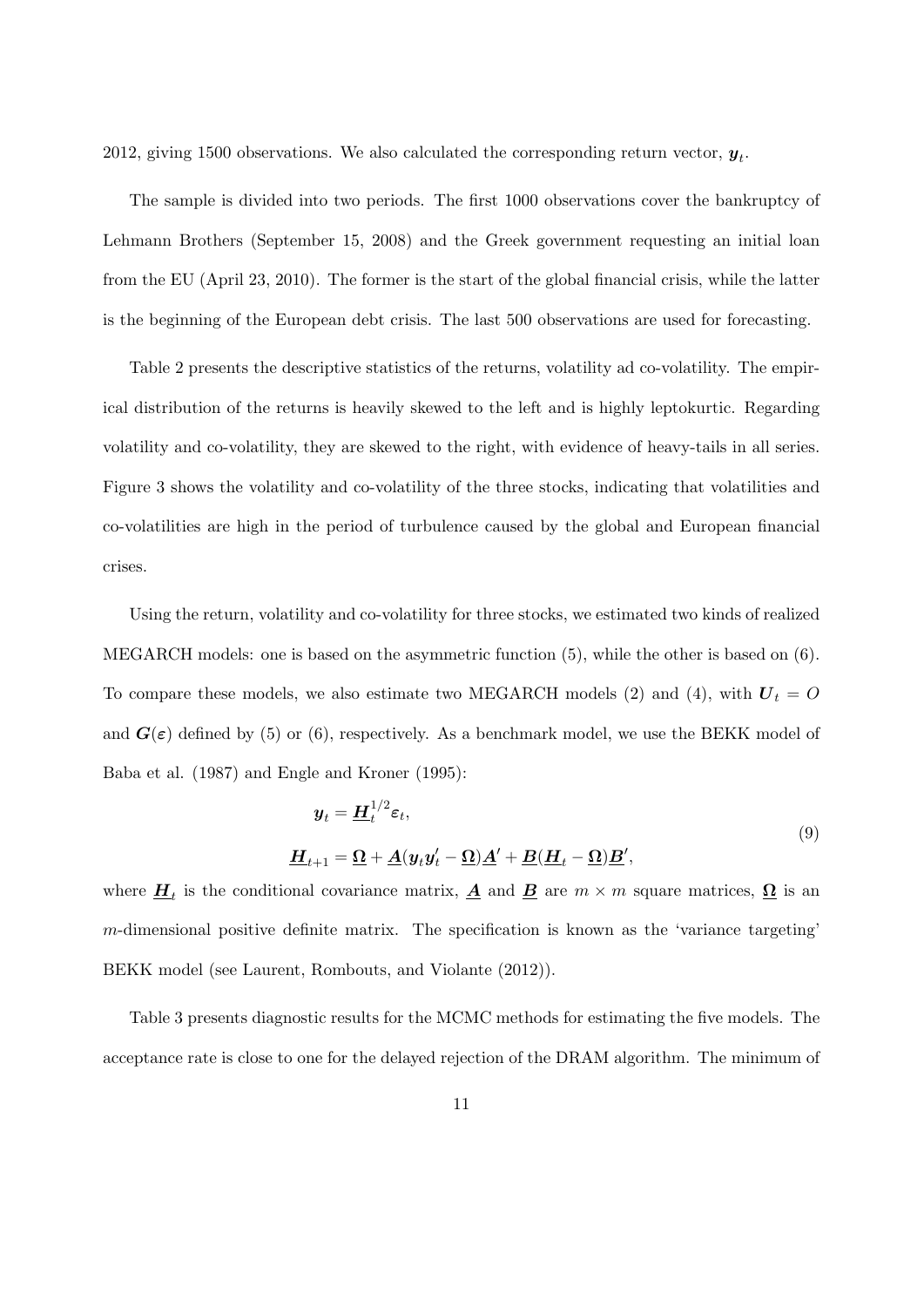2012, giving 1500 observations. We also calculated the corresponding return vector, $\boldsymbol{y}_t$.

The sample is divided into two periods. The first 1000 observations cover the bankruptcy of Lehmann Brothers (September 15, 2008) and the Greek government requesting an initial loan from the EU (April 23, 2010). The former is the start of the global financial crisis, while the latter is the beginning of the European debt crisis. The last 500 observations are used for forecasting.

Table 2 presents the descriptive statistics of the returns, volatility ad co-volatility. The empirical distribution of the returns is heavily skewed to the left and is highly leptokurtic. Regarding volatility and co-volatility, they are skewed to the right, with evidence of heavy-tails in all series. Figure 3 shows the volatility and co-volatility of the three stocks, indicating that volatilities and co-volatilities are high in the period of turbulence caused by the global and European financial crises.

Using the return, volatility and co-volatility for three stocks, we estimated two kinds of realized MEGARCH models: one is based on the asymmetric function (5), while the other is based on (6). To compare these models, we also estimate two MEGARCH models (2) and (4), with $\boldsymbol{U}_t = O$ and $\boldsymbol{G}(\boldsymbol{\varepsilon})$ defined by (5) or (6), respectively. As a benchmark model, we use the BEKK model of Baba et al. (1987) and Engle and Kroner (1995):

$$
\begin{aligned}
\boldsymbol{y}_t &= \underline{\boldsymbol{H}}_t^{1/2}\boldsymbol{\varepsilon}_t, \\
\underline{\boldsymbol{H}}_{t+1} &= \underline{\boldsymbol{\Omega}} + \underline{\boldsymbol{A}}(\boldsymbol{y}_t\boldsymbol{y}_t' - \underline{\boldsymbol{\Omega}})\underline{\boldsymbol{A}}' + \underline{\boldsymbol{B}}(\underline{\boldsymbol{H}}_t - \underline{\boldsymbol{\Omega}})\underline{\boldsymbol{B}}',
\end{aligned}
\tag{9}
$$

where $\underline{\boldsymbol{H}}_t$ is the conditional covariance matrix, $\underline{\boldsymbol{A}}$ and $\underline{\boldsymbol{B}}$ are $m \times m$ square matrices, $\underline{\boldsymbol{\Omega}}$ is an $m$-dimensional positive definite matrix. The specification is known as the 'variance targeting' BEKK model (see Laurent, Rombouts, and Violante (2012)).

Table 3 presents diagnostic results for the MCMC methods for estimating the five models. The acceptance rate is close to one for the delayed rejection of the DRAM algorithm. The minimum of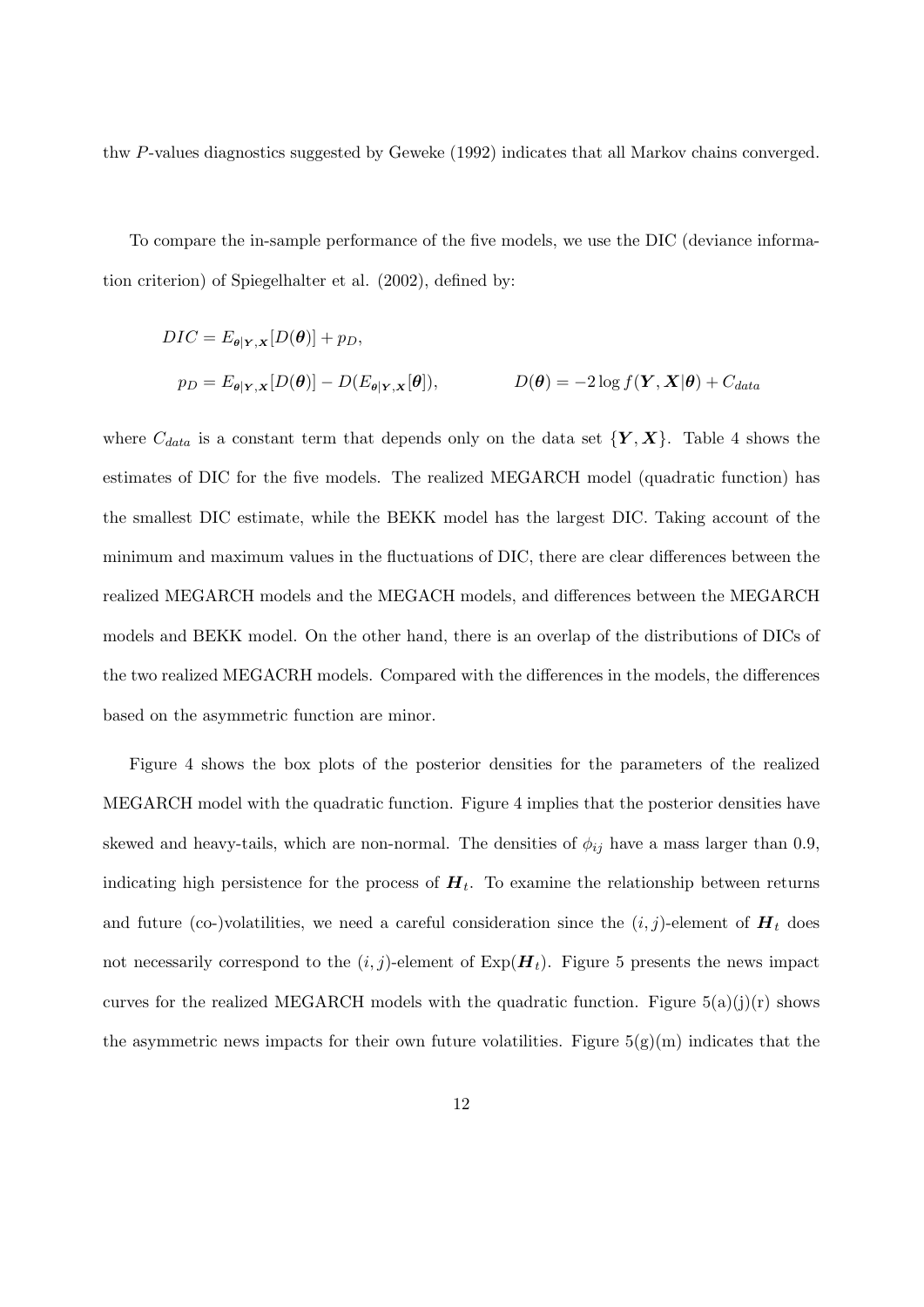thw $P$-values diagnostics suggested by Geweke (1992) indicates that all Markov chains converged.

To compare the in-sample performance of the five models, we use the DIC (deviance information criterion) of Spiegelhalter et al. (2002), defined by:

$$
\begin{aligned}
DIC &= E_{\boldsymbol{\theta}|\boldsymbol{Y},\boldsymbol{X}}[D(\boldsymbol{\theta})] + p_D, \\
& p_D = E_{\boldsymbol{\theta}|\boldsymbol{Y},\boldsymbol{X}}[D(\boldsymbol{\theta})] - D(E_{\boldsymbol{\theta}|\boldsymbol{Y},\boldsymbol{X}}[\boldsymbol{\theta}]), \qquad D(\boldsymbol{\theta}) = -2\log f(\boldsymbol{Y},\boldsymbol{X}|\boldsymbol{\theta}) + C_{data}
\end{aligned}
$$

where $C_{data}$ is a constant term that depends only on the data set $\{\boldsymbol{Y},\boldsymbol{X}\}$. Table 4 shows the estimates of DIC for the five models. The realized MEGARCH model (quadratic function) has the smallest DIC estimate, while the BEKK model has the largest DIC. Taking account of the minimum and maximum values in the fluctuations of DIC, there are clear differences between the realized MEGARCH models and the MEGACH models, and differences between the MEGARCH models and BEKK model. On the other hand, there is an overlap of the distributions of DICs of the two realized MEGACRH models. Compared with the differences in the models, the differences based on the asymmetric function are minor.

Figure 4 shows the box plots of the posterior densities for the parameters of the realized MEGARCH model with the quadratic function. Figure 4 implies that the posterior densities have skewed and heavy-tails, which are non-normal. The densities of $\phi_{ij}$ have a mass larger than 0.9, indicating high persistence for the process of $\boldsymbol{H}_t$. To examine the relationship between returns and future (co-)volatilities, we need a careful consideration since the $(i,j)$-element of $\boldsymbol{H}_t$ does not necessarily correspond to the $(i,j)$-element of $\mathrm{Exp}(\boldsymbol{H}_t)$. Figure 5 presents the news impact curves for the realized MEGARCH models with the quadratic function. Figure 5(a)(j)(r) shows the asymmetric news impacts for their own future volatilities. Figure 5(g)(m) indicates that the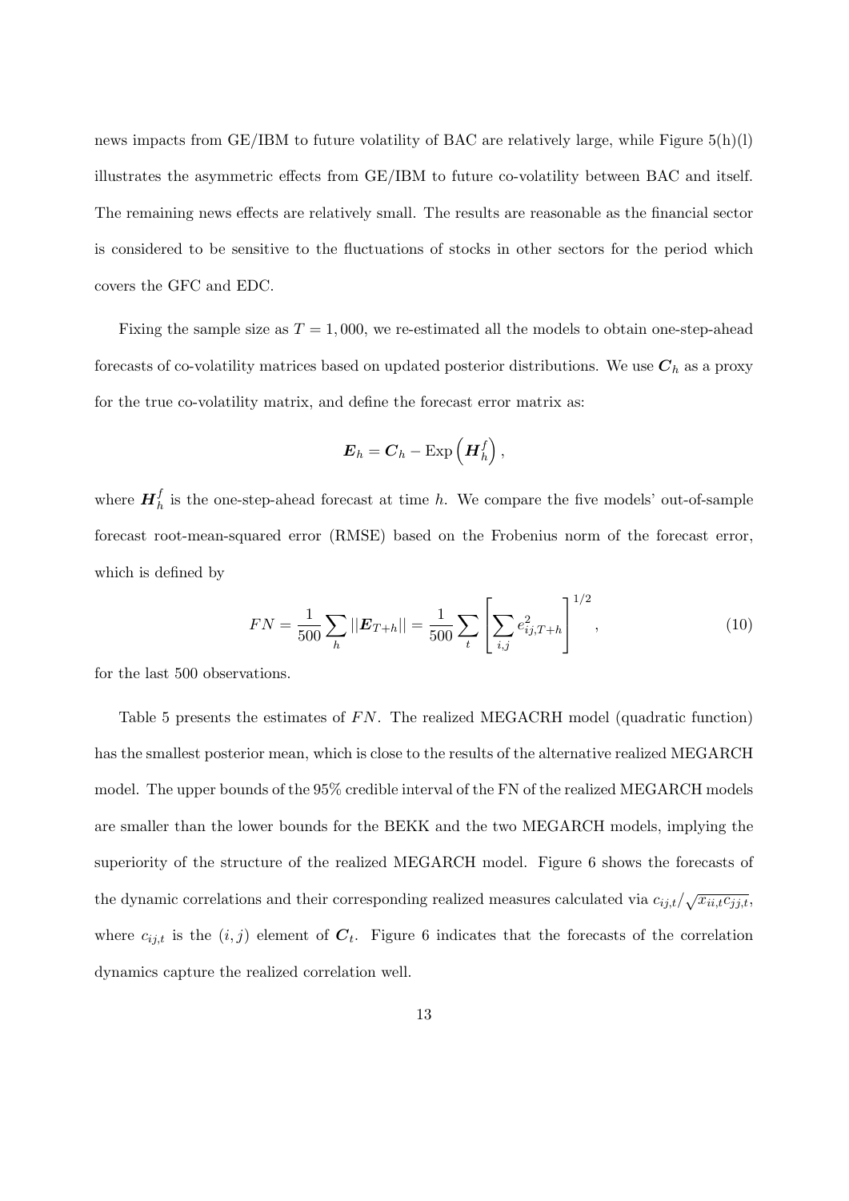news impacts from GE/IBM to future volatility of BAC are relatively large, while Figure 5(h)(l) illustrates the asymmetric effects from GE/IBM to future co-volatility between BAC and itself. The remaining news effects are relatively small. The results are reasonable as the financial sector is considered to be sensitive to the fluctuations of stocks in other sectors for the period which covers the GFC and EDC.

Fixing the sample size as $T = 1,000$, we re-estimated all the models to obtain one-step-ahead forecasts of co-volatility matrices based on updated posterior distributions. We use $\boldsymbol{C}_h$ as a proxy for the true co-volatility matrix, and define the forecast error matrix as:

$$\boldsymbol{E}_h = \boldsymbol{C}_h - \mathrm{Exp}\left(\boldsymbol{H}_h^f\right),$$

where $\boldsymbol{H}_h^f$ is the one-step-ahead forecast at time $h$. We compare the five models' out-of-sample forecast root-mean-squared error (RMSE) based on the Frobenius norm of the forecast error, which is defined by

$$FN = \frac{1}{500}\sum_h ||\boldsymbol{E}_{T+h}|| = \frac{1}{500}\sum_t \left[\sum_{i,j} e_{ij,T+h}^2\right]^{1/2}, \tag{10}$$

for the last 500 observations.

Table 5 presents the estimates of $FN$. The realized MEGACRH model (quadratic function) has the smallest posterior mean, which is close to the results of the alternative realized MEGARCH model. The upper bounds of the 95% credible interval of the FN of the realized MEGARCH models are smaller than the lower bounds for the BEKK and the two MEGARCH models, implying the superiority of the structure of the realized MEGARCH model. Figure 6 shows the forecasts of the dynamic correlations and their corresponding realized measures calculated via $c_{ij,t}/\sqrt{x_{ii,t}c_{jj,t}}$, where $c_{ij,t}$ is the $(i,j)$ element of $\boldsymbol{C}_t$. Figure 6 indicates that the forecasts of the correlation dynamics capture the realized correlation well.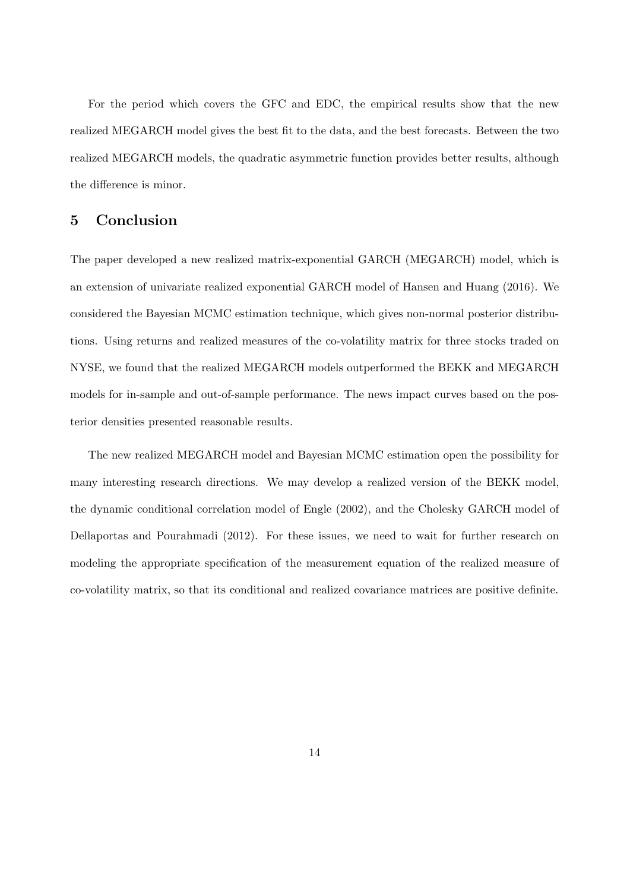For the period which covers the GFC and EDC, the empirical results show that the new realized MEGARCH model gives the best fit to the data, and the best forecasts. Between the two realized MEGARCH models, the quadratic asymmetric function provides better results, although the difference is minor.

## 5 Conclusion

The paper developed a new realized matrix-exponential GARCH (MEGARCH) model, which is an extension of univariate realized exponential GARCH model of Hansen and Huang (2016). We considered the Bayesian MCMC estimation technique, which gives non-normal posterior distributions. Using returns and realized measures of the co-volatility matrix for three stocks traded on NYSE, we found that the realized MEGARCH models outperformed the BEKK and MEGARCH models for in-sample and out-of-sample performance. The news impact curves based on the posterior densities presented reasonable results.

The new realized MEGARCH model and Bayesian MCMC estimation open the possibility for many interesting research directions. We may develop a realized version of the BEKK model, the dynamic conditional correlation model of Engle (2002), and the Cholesky GARCH model of Dellaportas and Pourahmadi (2012). For these issues, we need to wait for further research on modeling the appropriate specification of the measurement equation of the realized measure of co-volatility matrix, so that its conditional and realized covariance matrices are positive definite.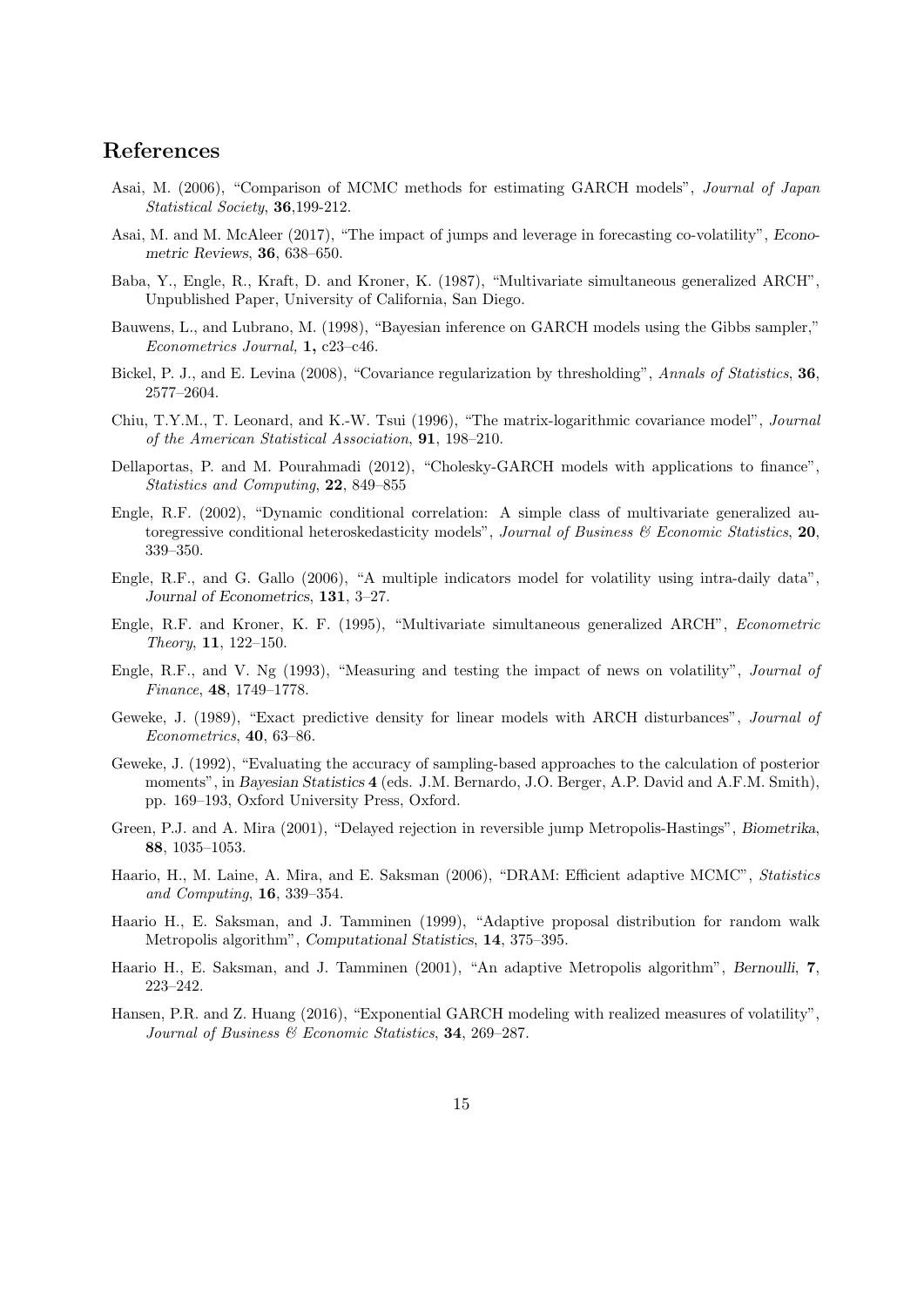## References

Asai, M. (2006), "Comparison of MCMC methods for estimating GARCH models", *Journal of Japan Statistical Society*, **36**,199-212.

Asai, M. and M. McAleer (2017), "The impact of jumps and leverage in forecasting co-volatility", *Econometric Reviews*, **36**, 638–650.

Baba, Y., Engle, R., Kraft, D. and Kroner, K. (1987), "Multivariate simultaneous generalized ARCH", Unpublished Paper, University of California, San Diego.

Bauwens, L., and Lubrano, M. (1998), "Bayesian inference on GARCH models using the Gibbs sampler," *Econometrics Journal,* **1,** c23–c46.

Bickel, P. J., and E. Levina (2008), "Covariance regularization by thresholding", *Annals of Statistics*, **36**, 2577–2604.

Chiu, T.Y.M., T. Leonard, and K.-W. Tsui (1996), "The matrix-logarithmic covariance model", *Journal of the American Statistical Association*, **91**, 198–210.

Dellaportas, P. and M. Pourahmadi (2012), "Cholesky-GARCH models with applications to finance", *Statistics and Computing*, **22**, 849–855

Engle, R.F. (2002), "Dynamic conditional correlation: A simple class of multivariate generalized autoregressive conditional heteroskedasticity models", *Journal of Business & Economic Statistics*, **20**, 339–350.

Engle, R.F., and G. Gallo (2006), "A multiple indicators model for volatility using intra-daily data", *Journal of Econometrics*, **131**, 3–27.

Engle, R.F. and Kroner, K. F. (1995), "Multivariate simultaneous generalized ARCH", *Econometric Theory*, **11**, 122–150.

Engle, R.F., and V. Ng (1993), "Measuring and testing the impact of news on volatility", *Journal of Finance*, **48**, 1749–1778.

Geweke, J. (1989), "Exact predictive density for linear models with ARCH disturbances", *Journal of Econometrics*, **40**, 63–86.

Geweke, J. (1992), "Evaluating the accuracy of sampling-based approaches to the calculation of posterior moments", in *Bayesian Statistics* **4** (eds. J.M. Bernardo, J.O. Berger, A.P. David and A.F.M. Smith), pp. 169–193, Oxford University Press, Oxford.

Green, P.J. and A. Mira (2001), "Delayed rejection in reversible jump Metropolis-Hastings", *Biometrika*, **88**, 1035–1053.

Haario, H., M. Laine, A. Mira, and E. Saksman (2006), "DRAM: Efficient adaptive MCMC", *Statistics and Computing*, **16**, 339–354.

Haario H., E. Saksman, and J. Tamminen (1999), "Adaptive proposal distribution for random walk Metropolis algorithm", *Computational Statistics*, **14**, 375–395.

Haario H., E. Saksman, and J. Tamminen (2001), "An adaptive Metropolis algorithm", *Bernoulli*, **7**, 223–242.

Hansen, P.R. and Z. Huang (2016), "Exponential GARCH modeling with realized measures of volatility", *Journal of Business & Economic Statistics*, **34**, 269–287.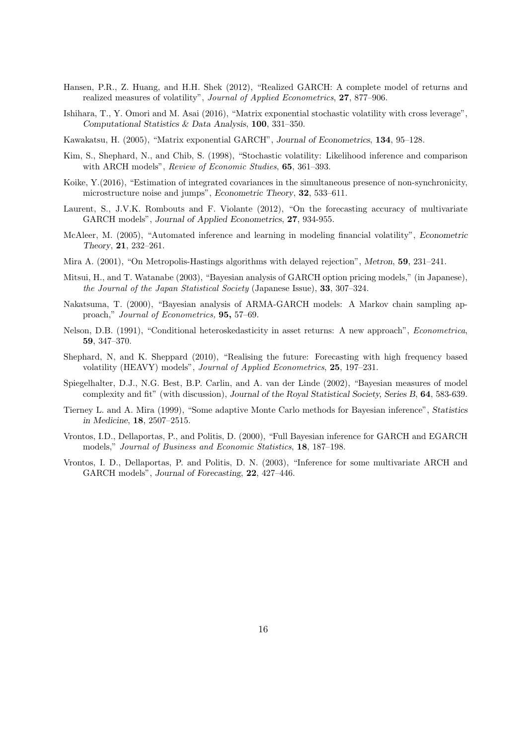Hansen, P.R., Z. Huang, and H.H. Shek (2012), "Realized GARCH: A complete model of returns and realized measures of volatility", *Journal of Applied Econometrics*, **27**, 877–906.

Ishihara, T., Y. Omori and M. Asai (2016), "Matrix exponential stochastic volatility with cross leverage", *Computational Statistics & Data Analysis*, **100**, 331–350.

Kawakatsu, H. (2005), "Matrix exponential GARCH", *Journal of Econometrics*, **134**, 95–128.

Kim, S., Shephard, N., and Chib, S. (1998), "Stochastic volatility: Likelihood inference and comparison with ARCH models", *Review of Economic Studies*, **65**, 361–393.

Koike, Y.(2016), "Estimation of integrated covariances in the simultaneous presence of non-synchronicity, microstructure noise and jumps", *Econometric Theory*, **32**, 533–611.

Laurent, S., J.V.K. Rombouts and F. Violante (2012), "On the forecasting accuracy of multivariate GARCH models", *Journal of Applied Econometrics*, **27**, 934-955.

McAleer, M. (2005), "Automated inference and learning in modeling financial volatility", *Econometric Theory*, **21**, 232–261.

Mira A. (2001), "On Metropolis-Hastings algorithms with delayed rejection", *Metron*, **59**, 231–241.

Mitsui, H., and T. Watanabe (2003), "Bayesian analysis of GARCH option pricing models," (in Japanese), *the Journal of the Japan Statistical Society* (Japanese Issue), **33**, 307–324.

Nakatsuma, T. (2000), "Bayesian analysis of ARMA-GARCH models: A Markov chain sampling approach," *Journal of Econometrics,* **95,** 57–69.

Nelson, D.B. (1991), "Conditional heteroskedasticity in asset returns: A new approach", *Econometrica*, **59**, 347–370.

Shephard, N, and K. Sheppard (2010), "Realising the future: Forecasting with high frequency based volatility (HEAVY) models", *Journal of Applied Econometrics*, **25**, 197–231.

Spiegelhalter, D.J., N.G. Best, B.P. Carlin, and A. van der Linde (2002), "Bayesian measures of model complexity and fit" (with discussion), *Journal of the Royal Statistical Society, Series B*, **64**, 583-639.

Tierney L. and A. Mira (1999), "Some adaptive Monte Carlo methods for Bayesian inference", *Statistics in Medicine*, **18**, 2507–2515.

Vrontos, I.D., Dellaportas, P., and Politis, D. (2000), "Full Bayesian inference for GARCH and EGARCH models," *Journal of Business and Economic Statistics*, **18**, 187–198.

Vrontos, I. D., Dellaportas, P. and Politis, D. N. (2003), "Inference for some multivariate ARCH and GARCH models", *Journal of Forecasting*, **22**, 427–446.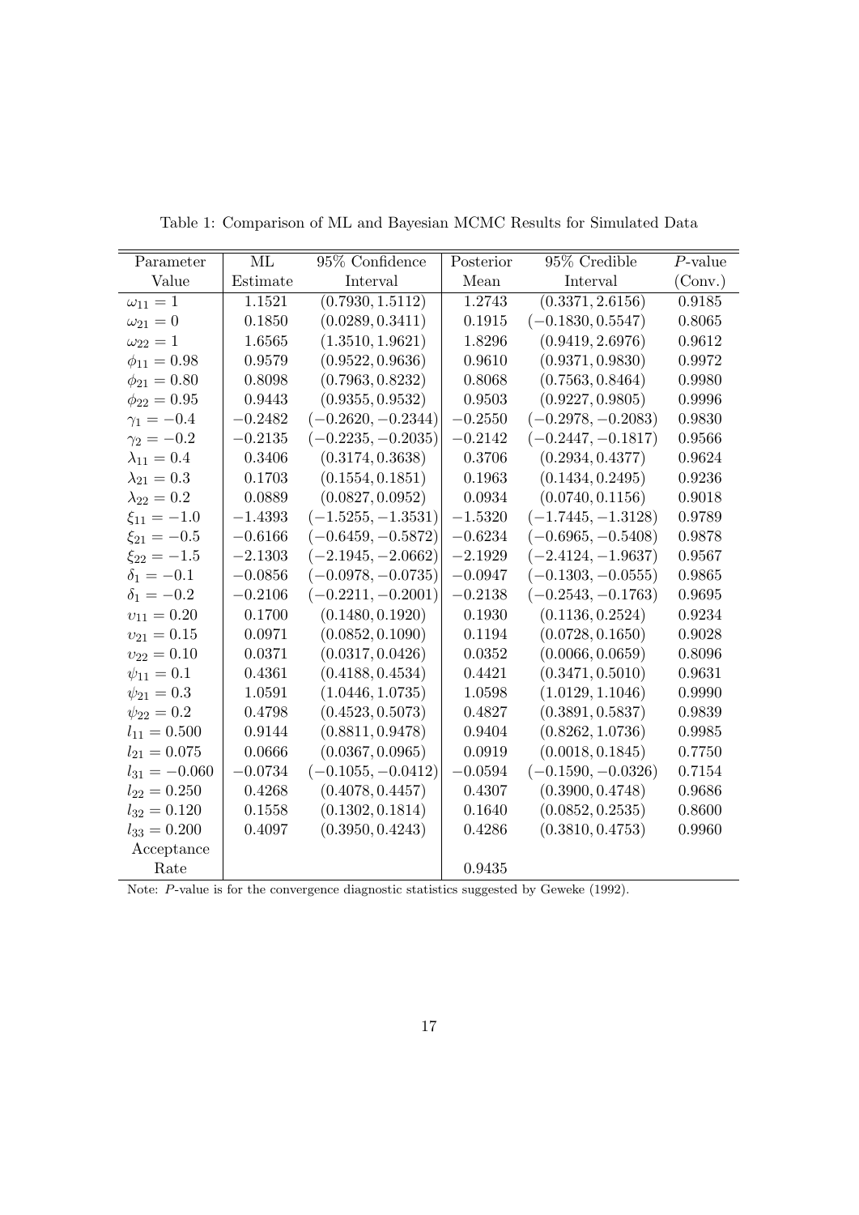Table 1: Comparison of ML and Bayesian MCMC Results for Simulated Data

| Parameter Value | ML Estimate | 95% Confidence Interval | Posterior Mean | 95% Credible Interval | $P$-value (Conv.) |
|---|---|---|---|---|---|
| $\omega_{11} = 1$ | 1.1521 | $(0.7930, 1.5112)$ | 1.2743 | $(0.3371, 2.6156)$ | 0.9185 |
| $\omega_{21} = 0$ | 0.1850 | $(0.0289, 0.3411)$ | 0.1915 | $(-0.1830, 0.5547)$ | 0.8065 |
| $\omega_{22} = 1$ | 1.6565 | $(1.3510, 1.9621)$ | 1.8296 | $(0.9419, 2.6976)$ | 0.9612 |
| $\phi_{11} = 0.98$ | 0.9579 | $(0.9522, 0.9636)$ | 0.9610 | $(0.9371, 0.9830)$ | 0.9972 |
| $\phi_{21} = 0.80$ | 0.8098 | $(0.7963, 0.8232)$ | 0.8068 | $(0.7563, 0.8464)$ | 0.9980 |
| $\phi_{22} = 0.95$ | 0.9443 | $(0.9355, 0.9532)$ | 0.9503 | $(0.9227, 0.9805)$ | 0.9996 |
| $\gamma_1 = -0.4$ | $-0.2482$ | $(-0.2620, -0.2344)$ | $-0.2550$ | $(-0.2978, -0.2083)$ | 0.9830 |
| $\gamma_2 = -0.2$ | $-0.2135$ | $(-0.2235, -0.2035)$ | $-0.2142$ | $(-0.2447, -0.1817)$ | 0.9566 |
| $\lambda_{11} = 0.4$ | 0.3406 | $(0.3174, 0.3638)$ | 0.3706 | $(0.2934, 0.4377)$ | 0.9624 |
| $\lambda_{21} = 0.3$ | 0.1703 | $(0.1554, 0.1851)$ | 0.1963 | $(0.1434, 0.2495)$ | 0.9236 |
| $\lambda_{22} = 0.2$ | 0.0889 | $(0.0827, 0.0952)$ | 0.0934 | $(0.0740, 0.1156)$ | 0.9018 |
| $\xi_{11} = -1.0$ | $-1.4393$ | $(-1.5255, -1.3531)$ | $-1.5320$ | $(-1.7445, -1.3128)$ | 0.9789 |
| $\xi_{21} = -0.5$ | $-0.6166$ | $(-0.6459, -0.5872)$ | $-0.6234$ | $(-0.6965, -0.5408)$ | 0.9878 |
| $\xi_{22} = -1.5$ | $-2.1303$ | $(-2.1945, -2.0662)$ | $-2.1929$ | $(-2.4124, -1.9637)$ | 0.9567 |
| $\delta_1 = -0.1$ | $-0.0856$ | $(-0.0978, -0.0735)$ | $-0.0947$ | $(-0.1303, -0.0555)$ | 0.9865 |
| $\delta_1 = -0.2$ | $-0.2106$ | $(-0.2211, -0.2001)$ | $-0.2138$ | $(-0.2543, -0.1763)$ | 0.9695 |
| $\upsilon_{11} = 0.20$ | 0.1700 | $(0.1480, 0.1920)$ | 0.1930 | $(0.1136, 0.2524)$ | 0.9234 |
| $\upsilon_{21} = 0.15$ | 0.0971 | $(0.0852, 0.1090)$ | 0.1194 | $(0.0728, 0.1650)$ | 0.9028 |
| $\upsilon_{22} = 0.10$ | 0.0371 | $(0.0317, 0.0426)$ | 0.0352 | $(0.0066, 0.0659)$ | 0.8096 |
| $\psi_{11} = 0.1$ | 0.4361 | $(0.4188, 0.4534)$ | 0.4421 | $(0.3471, 0.5010)$ | 0.9631 |
| $\psi_{21} = 0.3$ | 1.0591 | $(1.0446, 1.0735)$ | 1.0598 | $(1.0129, 1.1046)$ | 0.9990 |
| $\psi_{22} = 0.2$ | 0.4798 | $(0.4523, 0.5073)$ | 0.4827 | $(0.3891, 0.5837)$ | 0.9839 |
| $l_{11} = 0.500$ | 0.9144 | $(0.8811, 0.9478)$ | 0.9404 | $(0.8262, 1.0736)$ | 0.9985 |
| $l_{21} = 0.075$ | 0.0666 | $(0.0367, 0.0965)$ | 0.0919 | $(0.0018, 0.1845)$ | 0.7750 |
| $l_{31} = -0.060$ | $-0.0734$ | $(-0.1055, -0.0412)$ | $-0.0594$ | $(-0.1590, -0.0326)$ | 0.7154 |
| $l_{22} = 0.250$ | 0.4268 | $(0.4078, 0.4457)$ | 0.4307 | $(0.3900, 0.4748)$ | 0.9686 |
| $l_{32} = 0.120$ | 0.1558 | $(0.1302, 0.1814)$ | 0.1640 | $(0.0852, 0.2535)$ | 0.8600 |
| $l_{33} = 0.200$ | 0.4097 | $(0.3950, 0.4243)$ | 0.4286 | $(0.3810, 0.4753)$ | 0.9960 |
| Acceptance Rate | | | 0.9435 | | |

Note: $P$-value is for the convergence diagnostic statistics suggested by Geweke (1992).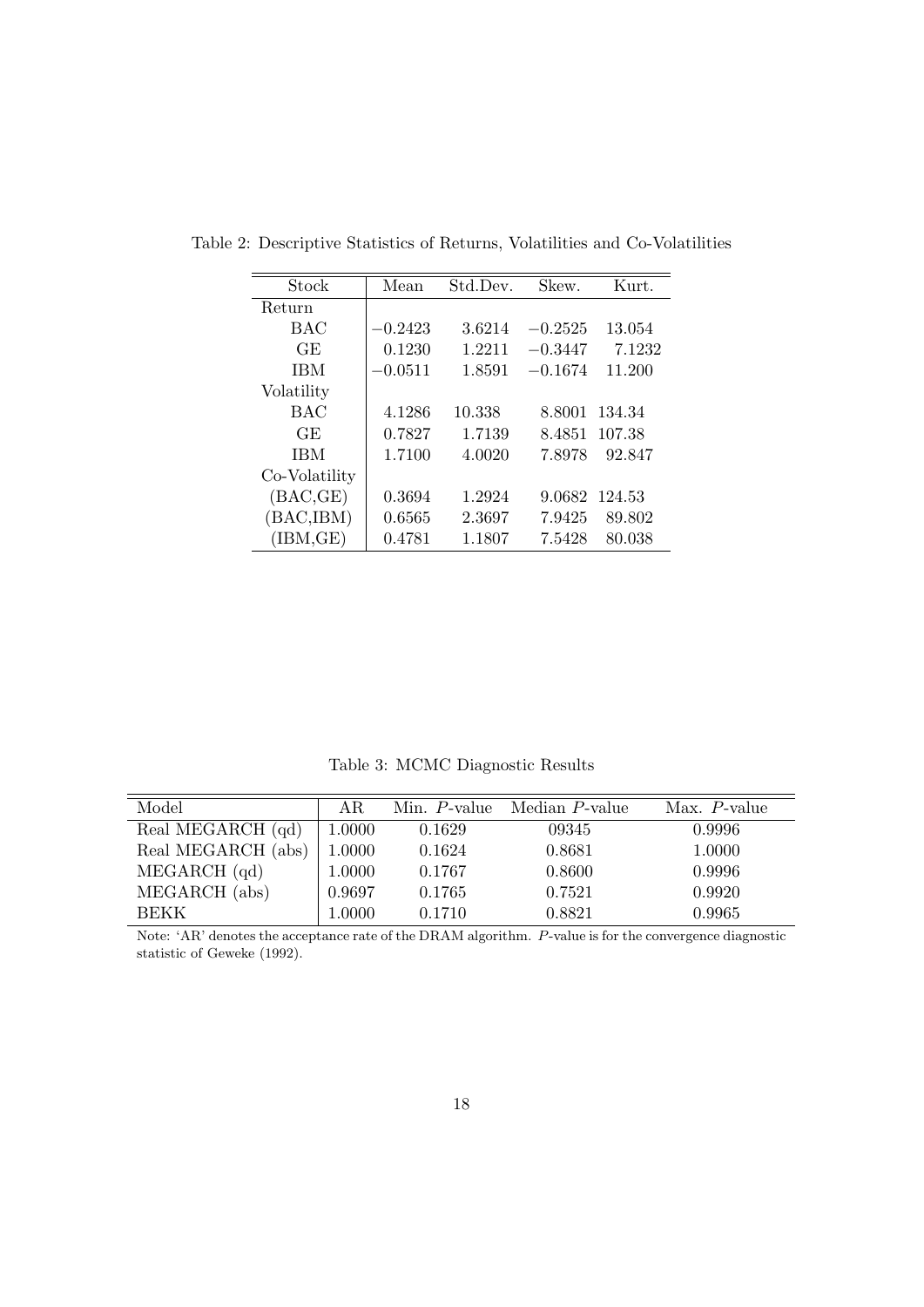Table 2: Descriptive Statistics of Returns, Volatilities and Co-Volatilities

| Stock | Mean | Std.Dev. | Skew. | Kurt. |
|---|---|---|---|---|
| Return | | | | |
| BAC | −0.2423 | 3.6214 | −0.2525 | 13.054 |
| GE | 0.1230 | 1.2211 | −0.3447 | 7.1232 |
| IBM | −0.0511 | 1.8591 | −0.1674 | 11.200 |
| Volatility | | | | |
| BAC | 4.1286 | 10.338 | 8.8001 | 134.34 |
| GE | 0.7827 | 1.7139 | 8.4851 | 107.38 |
| IBM | 1.7100 | 4.0020 | 7.8978 | 92.847 |
| Co-Volatility | | | | |
| (BAC,GE) | 0.3694 | 1.2924 | 9.0682 | 124.53 |
| (BAC,IBM) | 0.6565 | 2.3697 | 7.9425 | 89.802 |
| (IBM,GE) | 0.4781 | 1.1807 | 7.5428 | 80.038 |

Table 3: MCMC Diagnostic Results

| Model | AR | Min. $P$-value | Median $P$-value | Max. $P$-value |
|---|---|---|---|---|
| Real MEGARCH (qd) | 1.0000 | 0.1629 | 09345 | 0.9996 |
| Real MEGARCH (abs) | 1.0000 | 0.1624 | 0.8681 | 1.0000 |
| MEGARCH (qd) | 1.0000 | 0.1767 | 0.8600 | 0.9996 |
| MEGARCH (abs) | 0.9697 | 0.1765 | 0.7521 | 0.9920 |
| BEKK | 1.0000 | 0.1710 | 0.8821 | 0.9965 |

Note: 'AR' denotes the acceptance rate of the DRAM algorithm. $P$-value is for the convergence diagnostic statistic of Geweke (1992).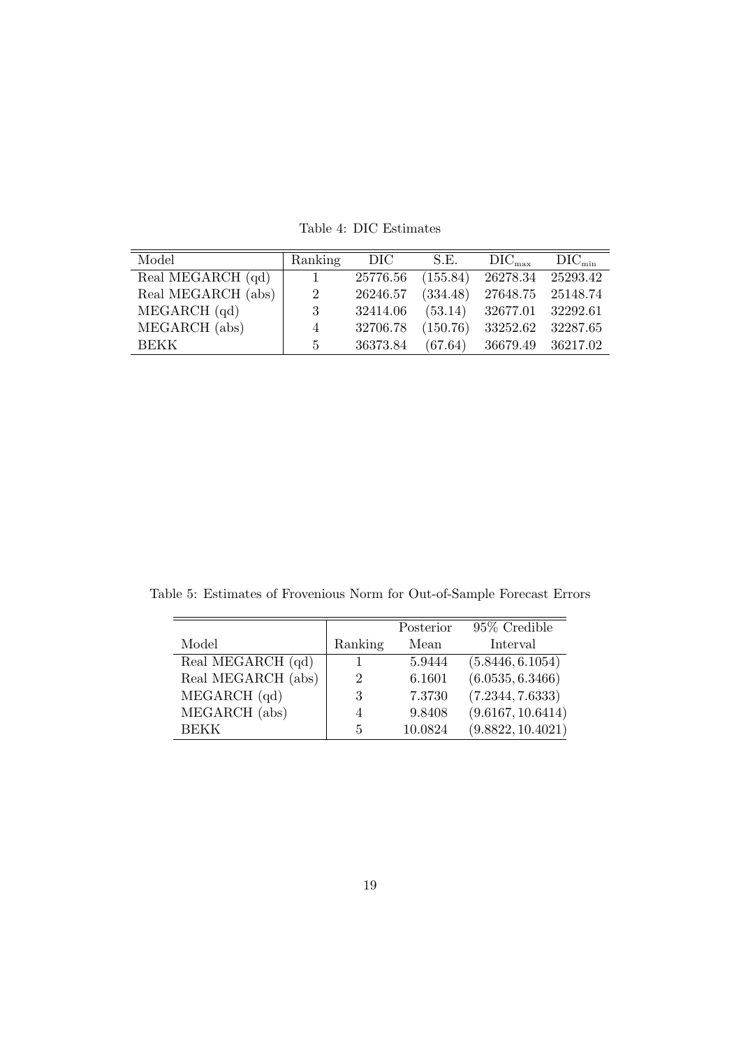Table 4: DIC Estimates

| Model | Ranking | DIC | S.E. | $\text{DIC}_{\text{max}}$ | $\text{DIC}_{\text{min}}$ |
|---|---|---|---|---|---|
| Real MEGARCH (qd) | 1 | 25776.56 | (155.84) | 26278.34 | 25293.42 |
| Real MEGARCH (abs) | 2 | 26246.57 | (334.48) | 27648.75 | 25148.74 |
| MEGARCH (qd) | 3 | 32414.06 | (53.14) | 32677.01 | 32292.61 |
| MEGARCH (abs) | 4 | 32706.78 | (150.76) | 33252.62 | 32287.65 |
| BEKK | 5 | 36373.84 | (67.64) | 36679.49 | 36217.02 |

Table 5: Estimates of Frovenious Norm for Out-of-Sample Forecast Errors

| Model | Ranking | Posterior Mean | 95% Credible Interval |
|---|---|---|---|
| Real MEGARCH (qd) | 1 | 5.9444 | $(5.8446, 6.1054)$ |
| Real MEGARCH (abs) | 2 | 6.1601 | $(6.0535, 6.3466)$ |
| MEGARCH (qd) | 3 | 7.3730 | $(7.2344, 7.6333)$ |
| MEGARCH (abs) | 4 | 9.8408 | $(9.6167, 10.6414)$ |
| BEKK | 5 | 10.0824 | $(9.8822, 10.4021)$ |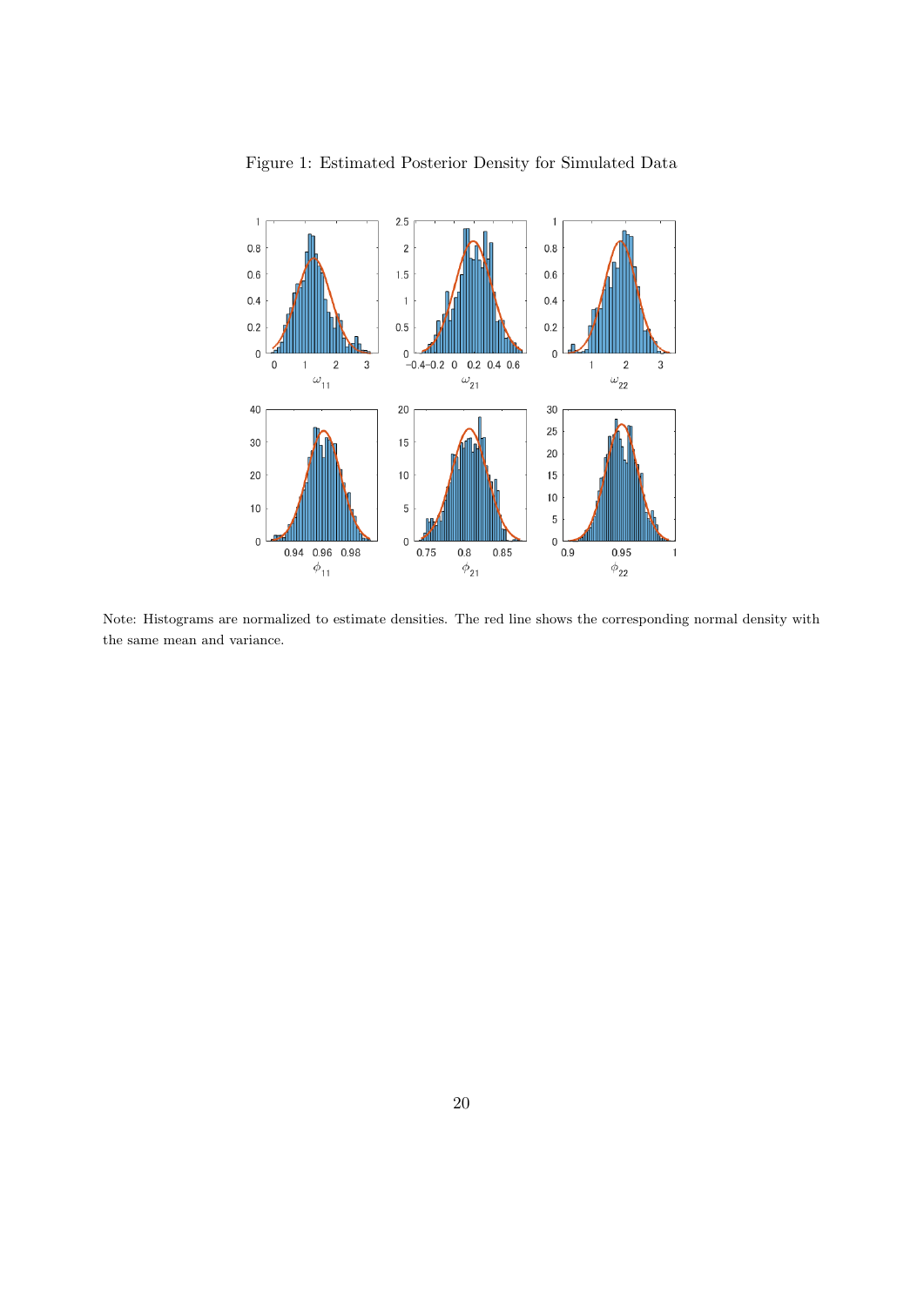Figure 1: Estimated Posterior Density for Simulated Data

Note: Histograms are normalized to estimate densities. The red line shows the corresponding normal density with the same mean and variance.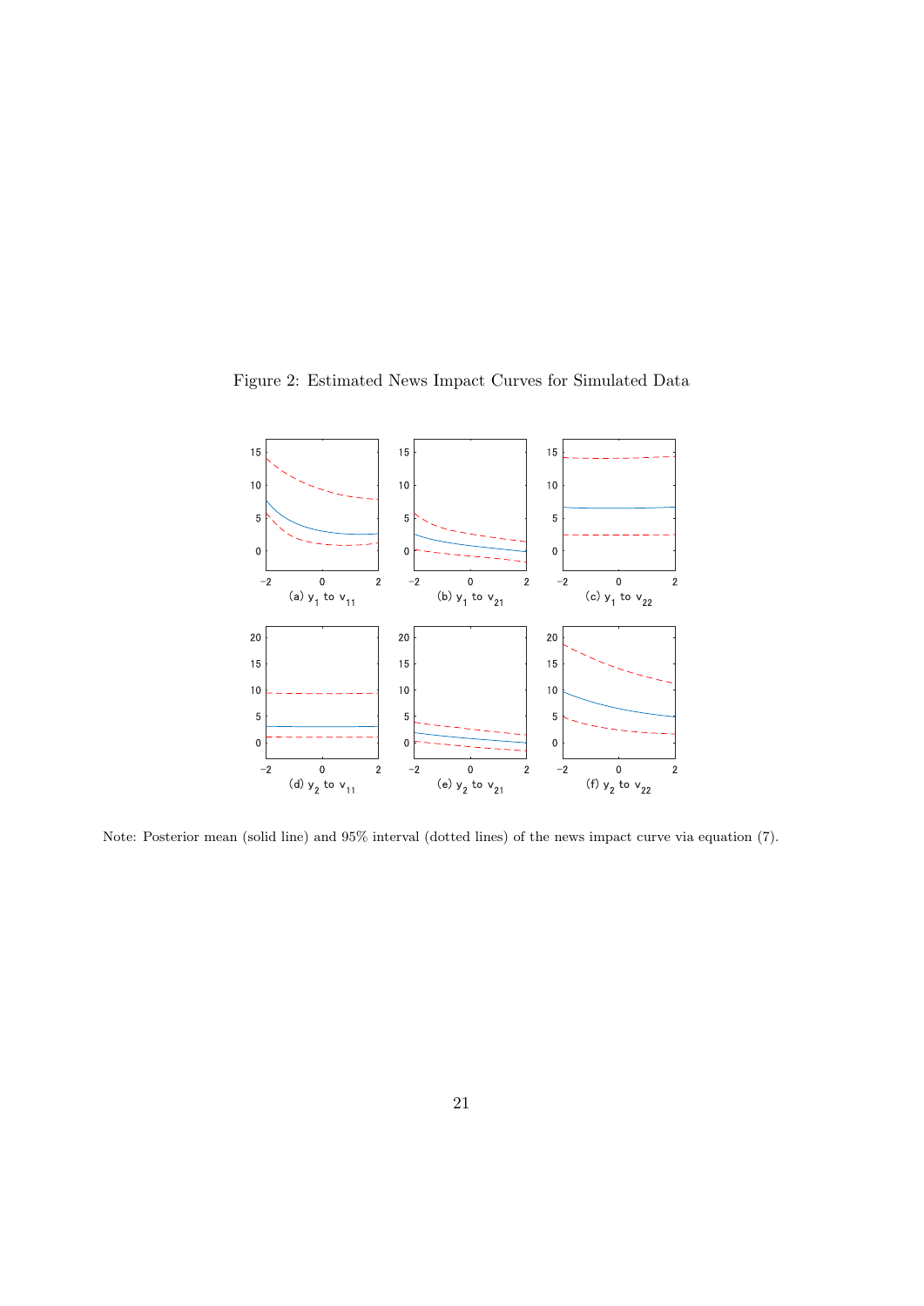Figure 2: Estimated News Impact Curves for Simulated Data

(a) $y_1$ to $v_{11}$ (b) $y_1$ to $v_{21}$ (c) $y_1$ to $v_{22}$

(d) $y_2$ to $v_{11}$ (e) $y_2$ to $v_{21}$ (f) $y_2$ to $v_{22}$

Note: Posterior mean (solid line) and 95% interval (dotted lines) of the news impact curve via equation (7).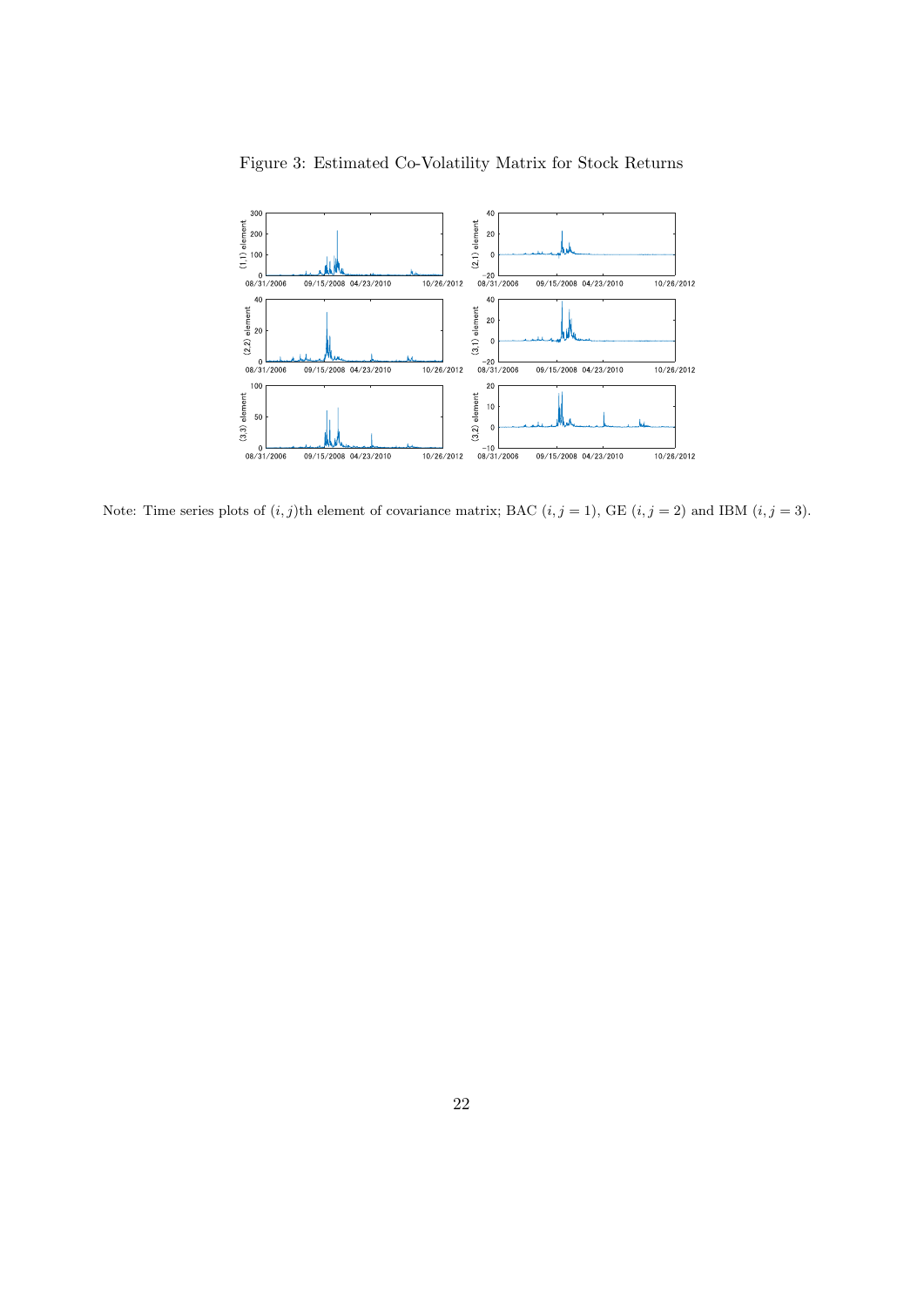Figure 3: Estimated Co-Volatility Matrix for Stock Returns

Note: Time series plots of $(i, j)$th element of covariance matrix; BAC $(i, j = 1)$, GE $(i, j = 2)$ and IBM $(i, j = 3)$.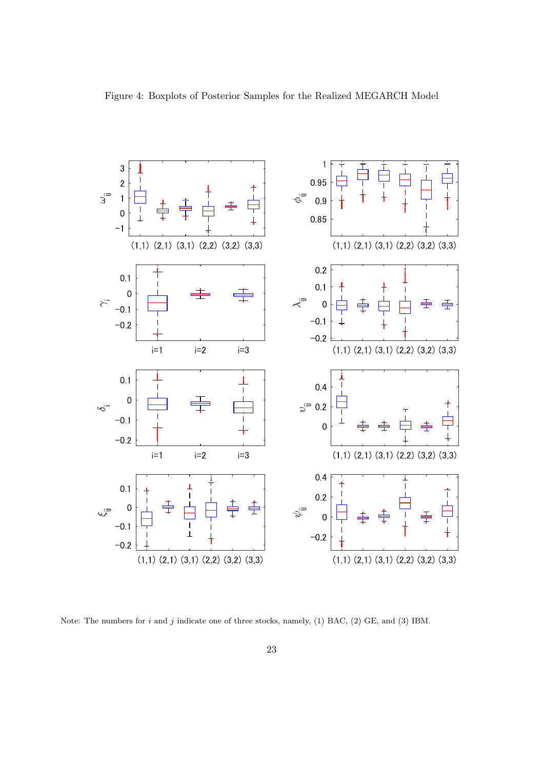Figure 4: Boxplots of Posterior Samples for the Realized MEGARCH Model

Note: The numbers for $i$ and $j$ indicate one of three stocks, namely, (1) BAC, (2) GE, and (3) IBM.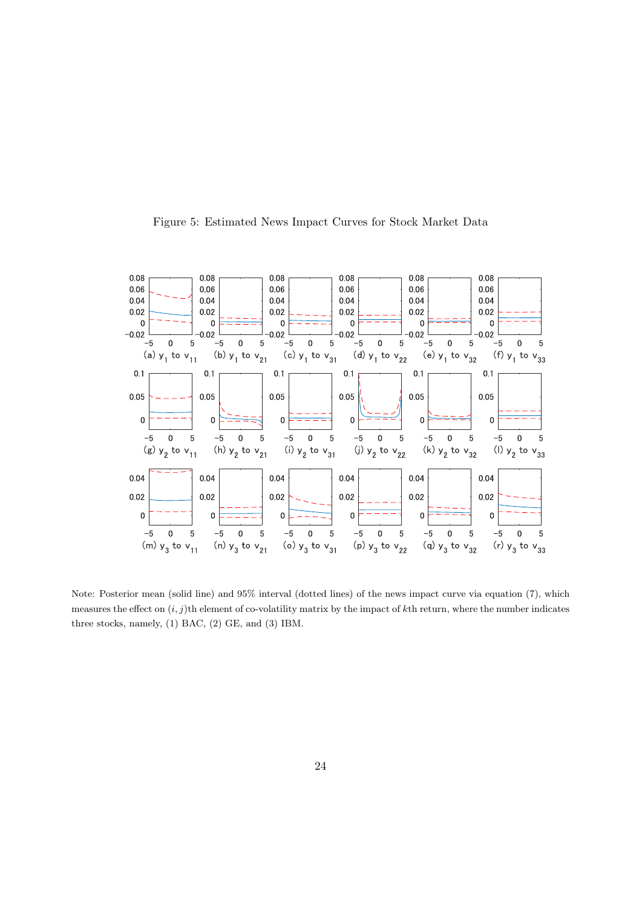Figure 5: Estimated News Impact Curves for Stock Market Data

(a) $y_1$ to $v_{11}$ (b) $y_1$ to $v_{21}$ (c) $y_1$ to $v_{31}$ (d) $y_1$ to $v_{22}$ (e) $y_1$ to $v_{32}$ (f) $y_1$ to $v_{33}$

(g) $y_2$ to $v_{11}$ (h) $y_2$ to $v_{21}$ (i) $y_2$ to $v_{31}$ (j) $y_2$ to $v_{22}$ (k) $y_2$ to $v_{32}$ (l) $y_2$ to $v_{33}$

(m) $y_3$ to $v_{11}$ (n) $y_3$ to $v_{21}$ (o) $y_3$ to $v_{31}$ (p) $y_3$ to $v_{22}$ (q) $y_3$ to $v_{32}$ (r) $y_3$ to $v_{33}$

Note: Posterior mean (solid line) and 95% interval (dotted lines) of the news impact curve via equation (7), which measures the effect on $(i, j)$th element of co-volatility matrix by the impact of $k$th return, where the number indicates three stocks, namely, (1) BAC, (2) GE, and (3) IBM.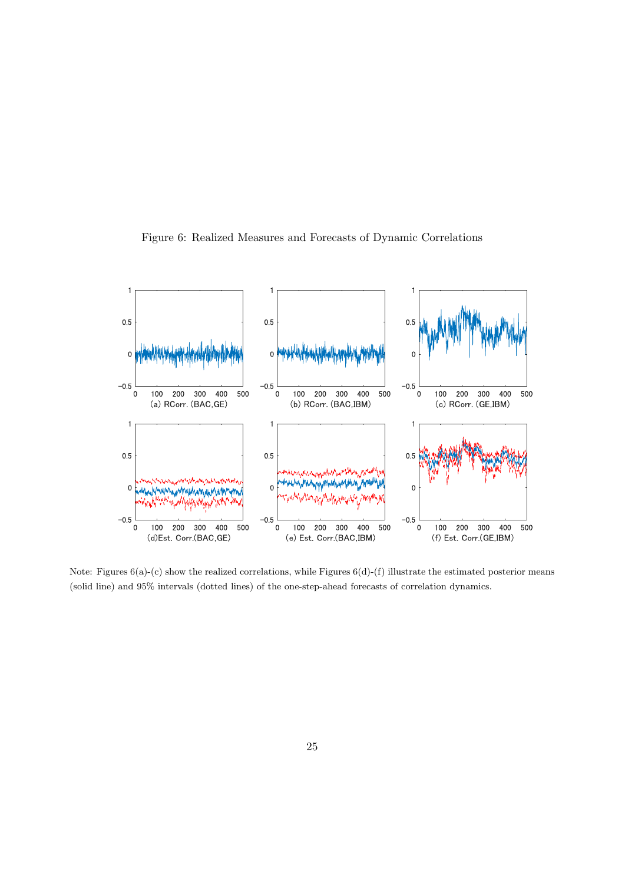Figure 6: Realized Measures and Forecasts of Dynamic Correlations

1
0.5
0
−0.5
0 100 200 300 400 500
(a) RCorr. (BAC,GE)

1
0.5
0
−0.5
0 100 200 300 400 500
(b) RCorr. (BAC,IBM)

1
0.5
0
−0.5
0 100 200 300 400 500
(c) RCorr. (GE,IBM)

1
0.5
0
−0.5
0 100 200 300 400 500
(d)Est. Corr.(BAC,GE)

1
0.5
0
−0.5
0 100 200 300 400 500
(e) Est. Corr.(BAC,IBM)

1
0.5
0
−0.5
0 100 200 300 400 500
(f) Est. Corr.(GE,IBM)

Note: Figures 6(a)-(c) show the realized correlations, while Figures 6(d)-(f) illustrate the estimated posterior means (solid line) and 95% intervals (dotted lines) of the one-step-ahead forecasts of correlation dynamics.